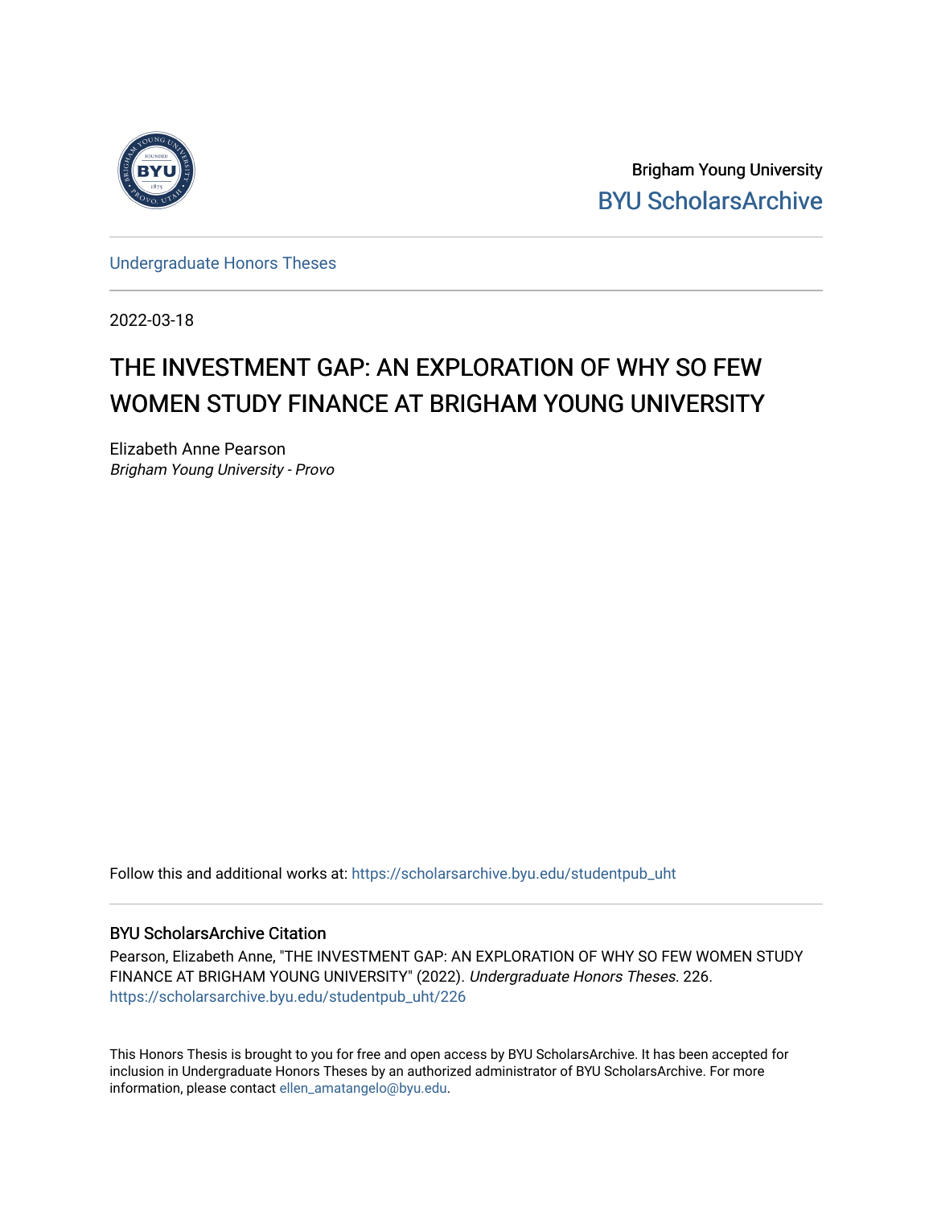Brigham Young University

BYU ScholarsArchive

Undergraduate Honors Theses

2022-03-18

# THE INVESTMENT GAP: AN EXPLORATION OF WHY SO FEW WOMEN STUDY FINANCE AT BRIGHAM YOUNG UNIVERSITY

Elizabeth Anne Pearson

*Brigham Young University - Provo*

Follow this and additional works at: https://scholarsarchive.byu.edu/studentpub_uht

## BYU ScholarsArchive Citation

Pearson, Elizabeth Anne, "THE INVESTMENT GAP: AN EXPLORATION OF WHY SO FEW WOMEN STUDY FINANCE AT BRIGHAM YOUNG UNIVERSITY" (2022). *Undergraduate Honors Theses*. 226.
https://scholarsarchive.byu.edu/studentpub_uht/226

This Honors Thesis is brought to you for free and open access by BYU ScholarsArchive. It has been accepted for inclusion in Undergraduate Honors Theses by an authorized administrator of BYU ScholarsArchive. For more information, please contact ellen_amatangelo@byu.edu.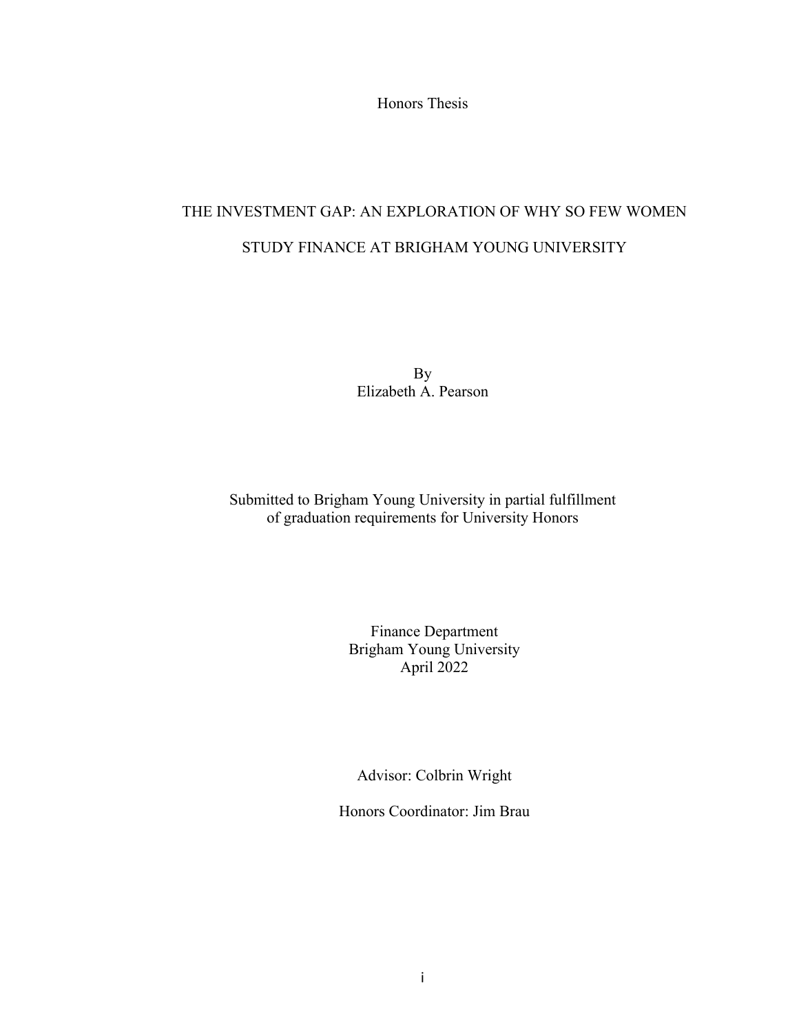Honors Thesis

# THE INVESTMENT GAP: AN EXPLORATION OF WHY SO FEW WOMEN STUDY FINANCE AT BRIGHAM YOUNG UNIVERSITY

By
Elizabeth A. Pearson

Submitted to Brigham Young University in partial fulfillment
of graduation requirements for University Honors

Finance Department
Brigham Young University
April 2022

Advisor: Colbrin Wright

Honors Coordinator: Jim Brau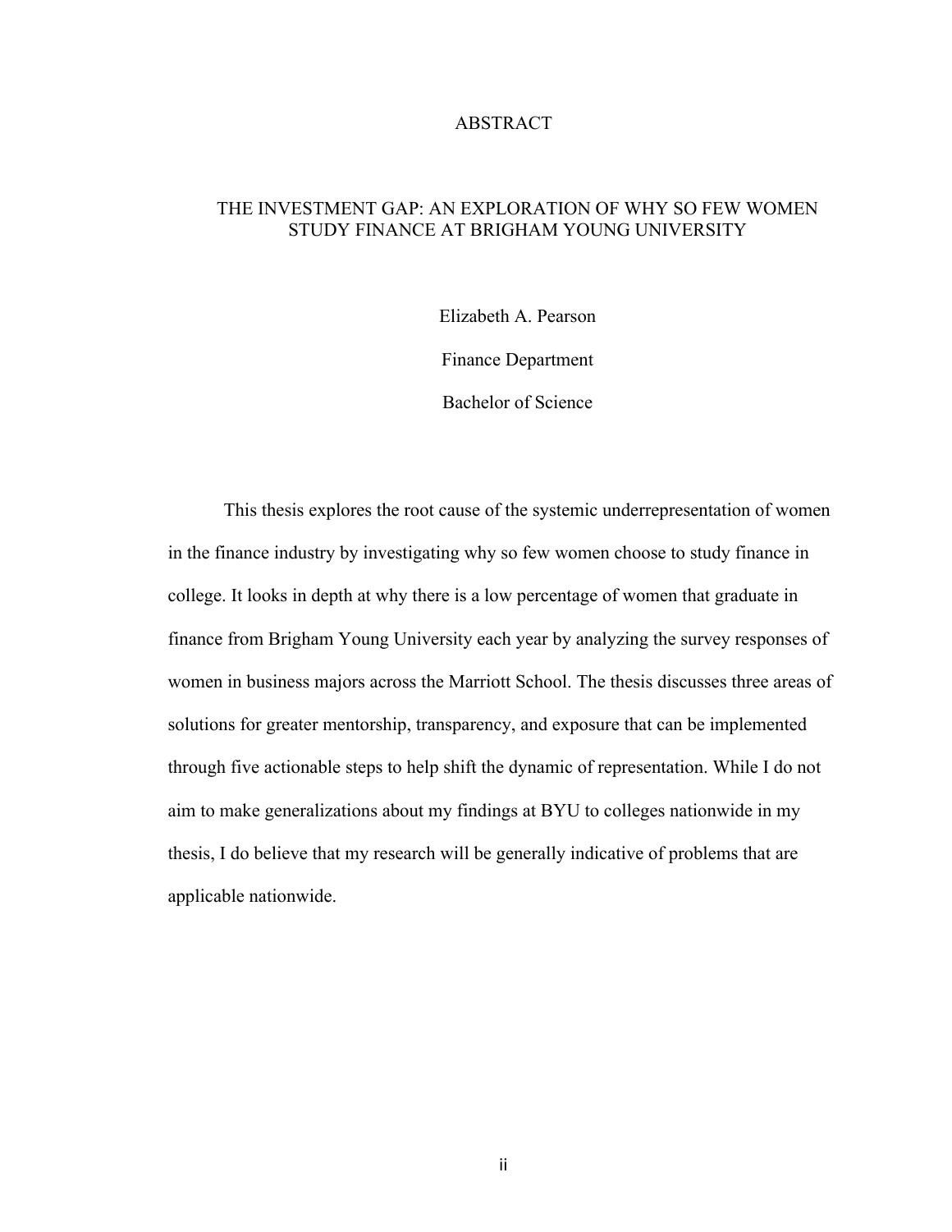# ABSTRACT

## THE INVESTMENT GAP: AN EXPLORATION OF WHY SO FEW WOMEN STUDY FINANCE AT BRIGHAM YOUNG UNIVERSITY

Elizabeth A. Pearson

Finance Department

Bachelor of Science

This thesis explores the root cause of the systemic underrepresentation of women in the finance industry by investigating why so few women choose to study finance in college. It looks in depth at why there is a low percentage of women that graduate in finance from Brigham Young University each year by analyzing the survey responses of women in business majors across the Marriott School. The thesis discusses three areas of solutions for greater mentorship, transparency, and exposure that can be implemented through five actionable steps to help shift the dynamic of representation. While I do not aim to make generalizations about my findings at BYU to colleges nationwide in my thesis, I do believe that my research will be generally indicative of problems that are applicable nationwide.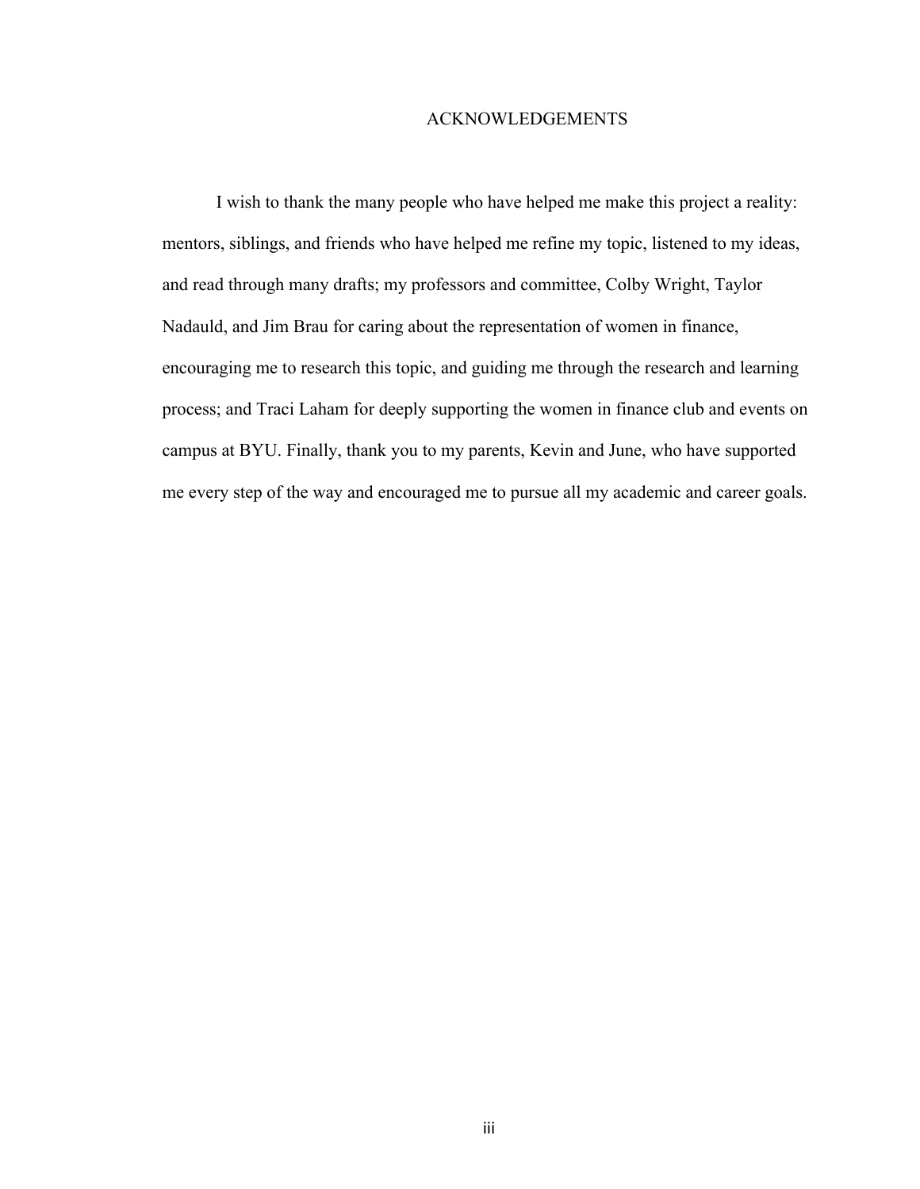# ACKNOWLEDGEMENTS

I wish to thank the many people who have helped me make this project a reality: mentors, siblings, and friends who have helped me refine my topic, listened to my ideas, and read through many drafts; my professors and committee, Colby Wright, Taylor Nadauld, and Jim Brau for caring about the representation of women in finance, encouraging me to research this topic, and guiding me through the research and learning process; and Traci Laham for deeply supporting the women in finance club and events on campus at BYU. Finally, thank you to my parents, Kevin and June, who have supported me every step of the way and encouraged me to pursue all my academic and career goals.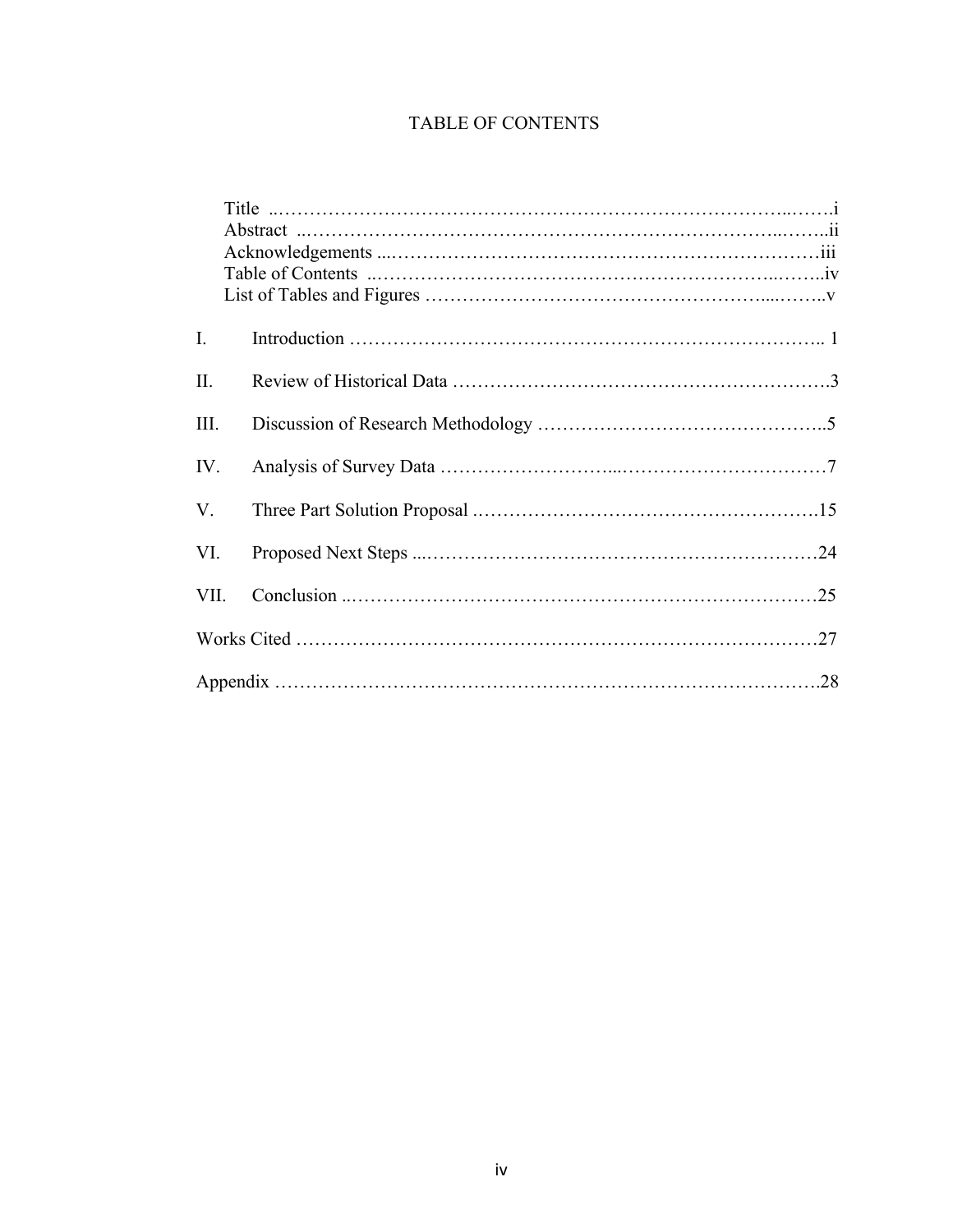# TABLE OF CONTENTS

Title ..........................................................................................i

Abstract ......................................................................................ii

Acknowledgements .........................................................................iii

Table of Contents ...........................................................................iv

List of Tables and Figures ..................................................................v

I. Introduction ............................................................................ 1

II. Review of Historical Data .............................................................3

III. Discussion of Research Methodology ...............................................5

IV. Analysis of Survey Data ...............................................................7

V. Three Part Solution Proposal ........................................................15

VI. Proposed Next Steps ..................................................................24

VII. Conclusion .............................................................................25

Works Cited ..................................................................................27

Appendix ......................................................................................28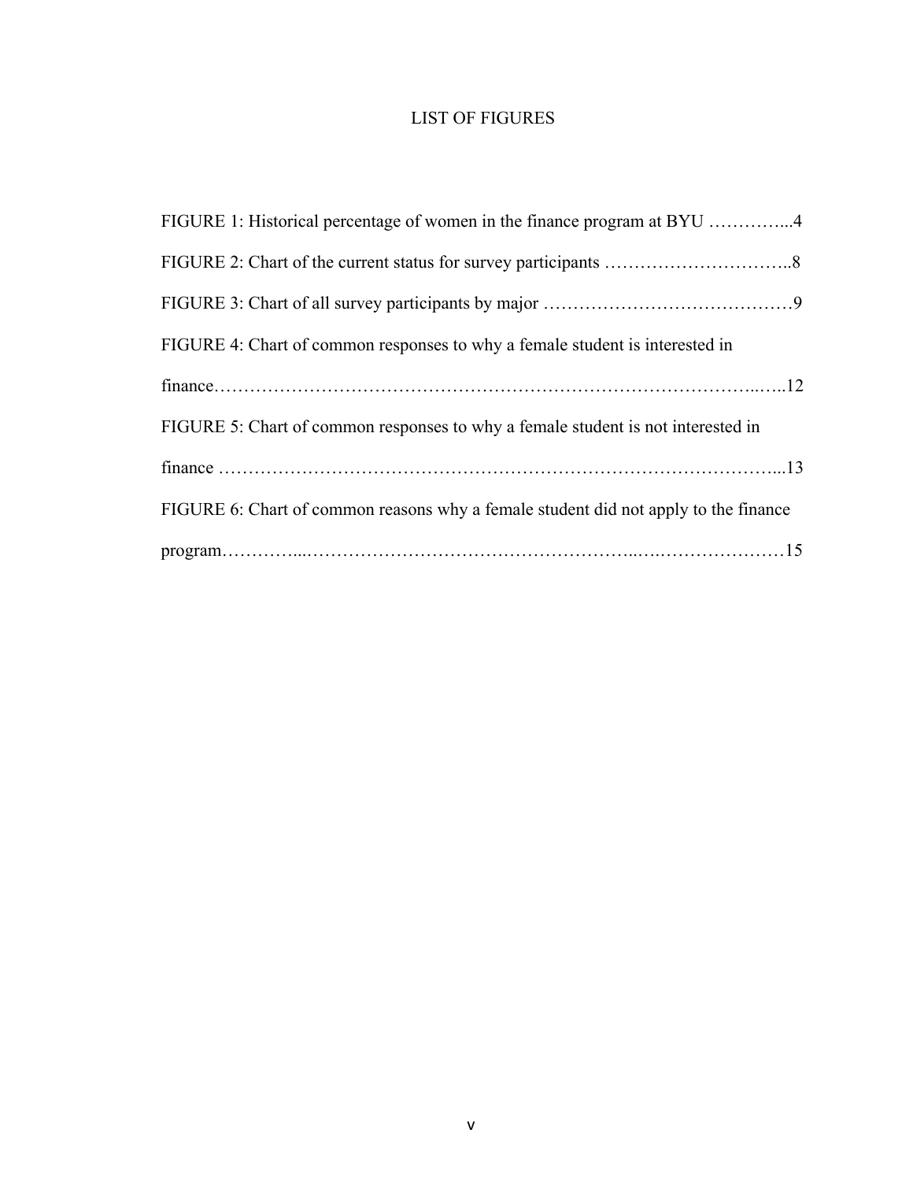# LIST OF FIGURES

FIGURE 1: Historical percentage of women in the finance program at BYU …………...4

FIGURE 2: Chart of the current status for survey participants …………………………..8

FIGURE 3: Chart of all survey participants by major ……………………………………9

FIGURE 4: Chart of common responses to why a female student is interested in finance……………………………………………………………………………..…..12

FIGURE 5: Chart of common responses to why a female student is not interested in finance ………………………………………………………………………………...13

FIGURE 6: Chart of common reasons why a female student did not apply to the finance program…………...…………………………………………….…….………………15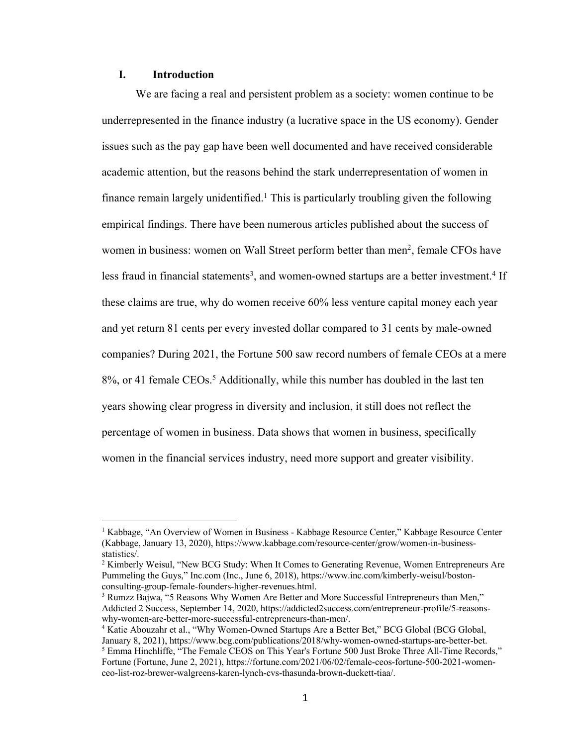## I. Introduction

We are facing a real and persistent problem as a society: women continue to be underrepresented in the finance industry (a lucrative space in the US economy). Gender issues such as the pay gap have been well documented and have received considerable academic attention, but the reasons behind the stark underrepresentation of women in finance remain largely unidentified.[1] This is particularly troubling given the following empirical findings. There have been numerous articles published about the success of women in business: women on Wall Street perform better than men[2], female CFOs have less fraud in financial statements[3], and women-owned startups are a better investment.[4] If these claims are true, why do women receive 60% less venture capital money each year and yet return 81 cents per every invested dollar compared to 31 cents by male-owned companies? During 2021, the Fortune 500 saw record numbers of female CEOs at a mere 8%, or 41 female CEOs.[5] Additionally, while this number has doubled in the last ten years showing clear progress in diversity and inclusion, it still does not reflect the percentage of women in business. Data shows that women in business, specifically women in the financial services industry, need more support and greater visibility.

---

[1] Kabbage, "An Overview of Women in Business - Kabbage Resource Center," Kabbage Resource Center (Kabbage, January 13, 2020), https://www.kabbage.com/resource-center/grow/women-in-business-statistics/.

[2] Kimberly Weisul, "New BCG Study: When It Comes to Generating Revenue, Women Entrepreneurs Are Pummeling the Guys," Inc.com (Inc., June 6, 2018), https://www.inc.com/kimberly-weisul/boston-consulting-group-female-founders-higher-revenues.html.

[3] Rumzz Bajwa, "5 Reasons Why Women Are Better and More Successful Entrepreneurs than Men," Addicted 2 Success, September 14, 2020, https://addicted2success.com/entrepreneur-profile/5-reasons-why-women-are-better-more-successful-entrepreneurs-than-men/.

[4] Katie Abouzahr et al., "Why Women-Owned Startups Are a Better Bet," BCG Global (BCG Global, January 8, 2021), https://www.bcg.com/publications/2018/why-women-owned-startups-are-better-bet.

[5] Emma Hinchliffe, "The Female CEOS on This Year's Fortune 500 Just Broke Three All-Time Records," Fortune (Fortune, June 2, 2021), https://fortune.com/2021/06/02/female-ceos-fortune-500-2021-women-ceo-list-roz-brewer-walgreens-karen-lynch-cvs-thasunda-brown-duckett-tiaa/.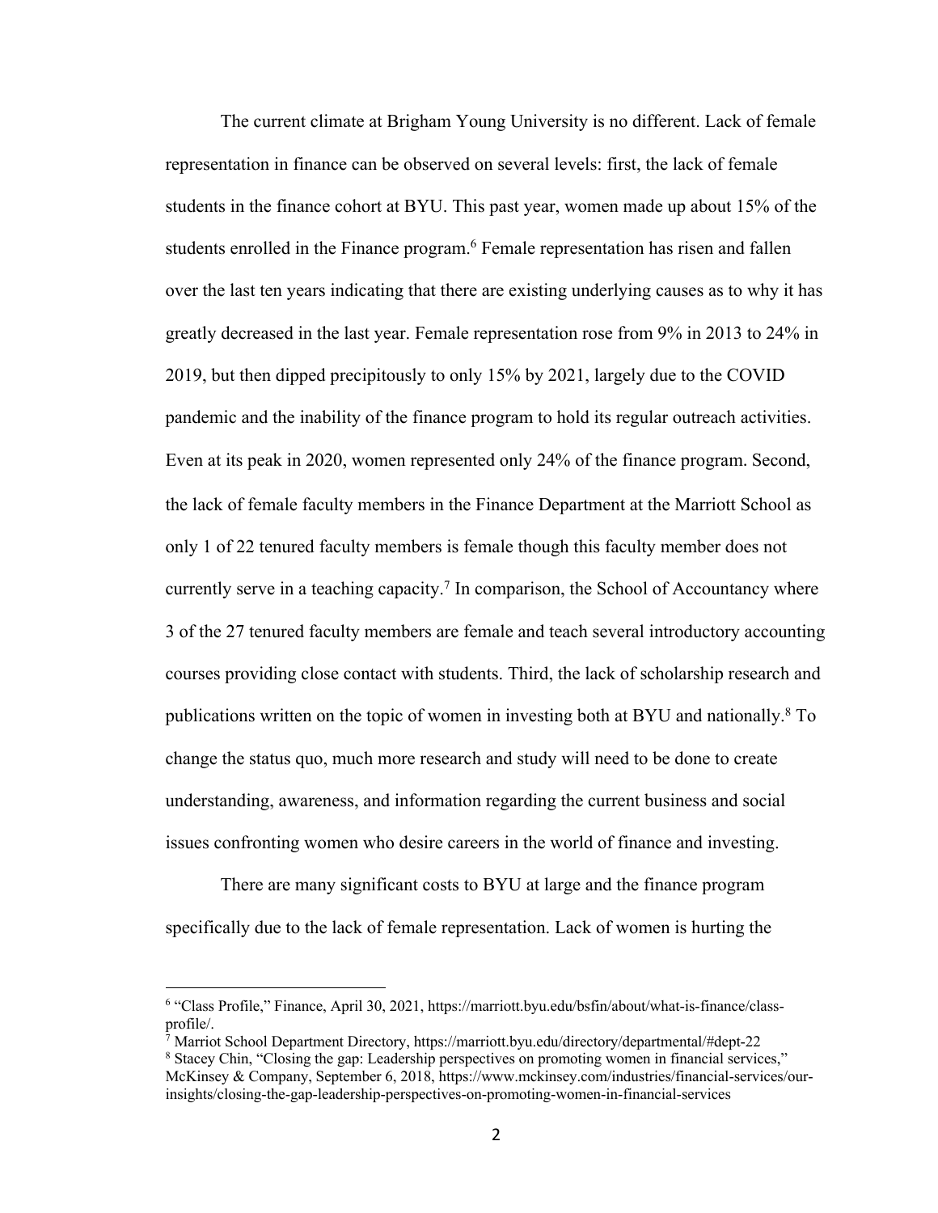The current climate at Brigham Young University is no different. Lack of female representation in finance can be observed on several levels: first, the lack of female students in the finance cohort at BYU. This past year, women made up about 15% of the students enrolled in the Finance program.[6] Female representation has risen and fallen over the last ten years indicating that there are existing underlying causes as to why it has greatly decreased in the last year. Female representation rose from 9% in 2013 to 24% in 2019, but then dipped precipitously to only 15% by 2021, largely due to the COVID pandemic and the inability of the finance program to hold its regular outreach activities. Even at its peak in 2020, women represented only 24% of the finance program. Second, the lack of female faculty members in the Finance Department at the Marriott School as only 1 of 22 tenured faculty members is female though this faculty member does not currently serve in a teaching capacity.[7] In comparison, the School of Accountancy where 3 of the 27 tenured faculty members are female and teach several introductory accounting courses providing close contact with students. Third, the lack of scholarship research and publications written on the topic of women in investing both at BYU and nationally.[8] To change the status quo, much more research and study will need to be done to create understanding, awareness, and information regarding the current business and social issues confronting women who desire careers in the world of finance and investing.

There are many significant costs to BYU at large and the finance program specifically due to the lack of female representation. Lack of women is hurting the

---

[6] "Class Profile," Finance, April 30, 2021, https://marriott.byu.edu/bsfin/about/what-is-finance/class-profile/.

[7] Marriot School Department Directory, https://marriott.byu.edu/directory/departmental/#dept-22

[8] Stacey Chin, "Closing the gap: Leadership perspectives on promoting women in financial services," McKinsey & Company, September 6, 2018, https://www.mckinsey.com/industries/financial-services/our-insights/closing-the-gap-leadership-perspectives-on-promoting-women-in-financial-services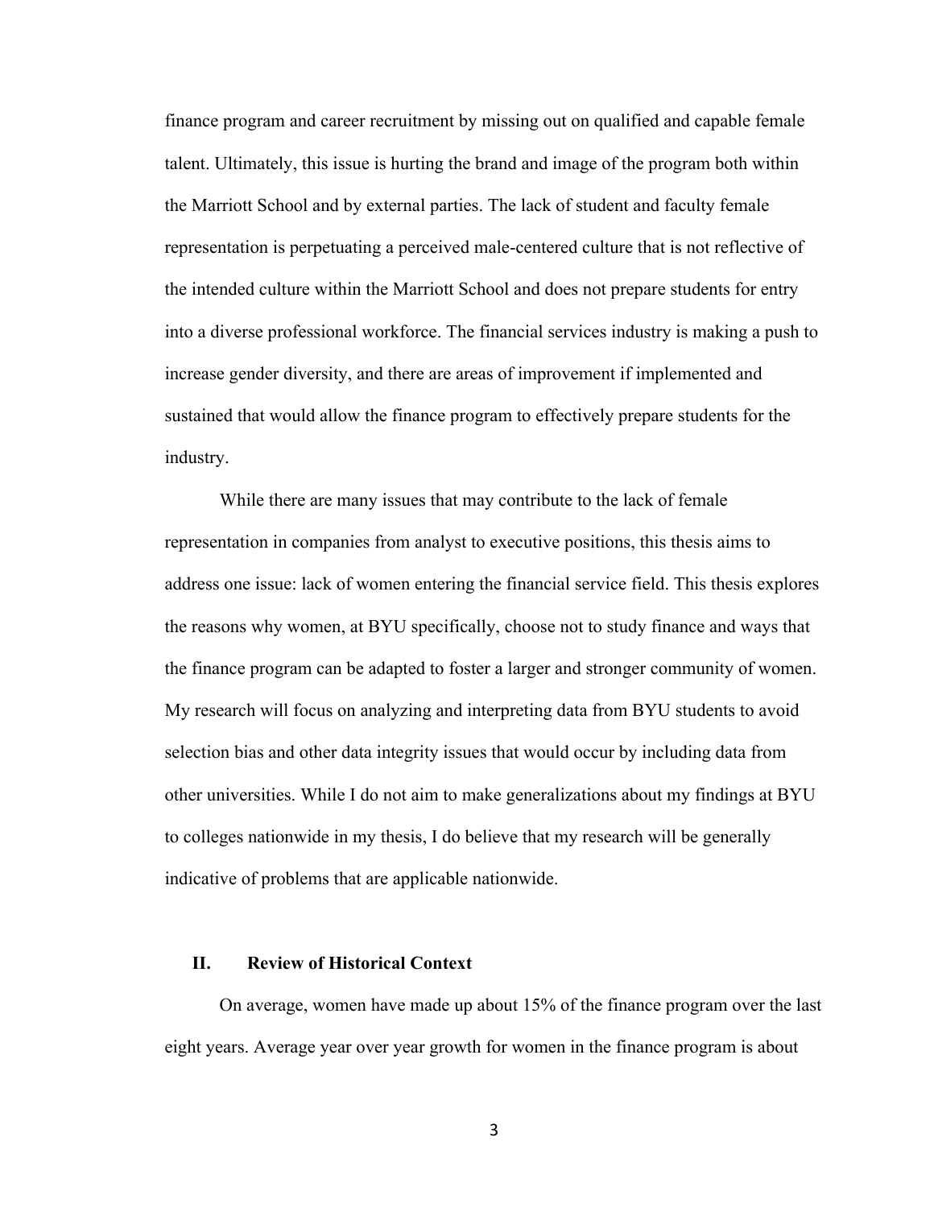finance program and career recruitment by missing out on qualified and capable female talent. Ultimately, this issue is hurting the brand and image of the program both within the Marriott School and by external parties. The lack of student and faculty female representation is perpetuating a perceived male-centered culture that is not reflective of the intended culture within the Marriott School and does not prepare students for entry into a diverse professional workforce. The financial services industry is making a push to increase gender diversity, and there are areas of improvement if implemented and sustained that would allow the finance program to effectively prepare students for the industry.

While there are many issues that may contribute to the lack of female representation in companies from analyst to executive positions, this thesis aims to address one issue: lack of women entering the financial service field. This thesis explores the reasons why women, at BYU specifically, choose not to study finance and ways that the finance program can be adapted to foster a larger and stronger community of women. My research will focus on analyzing and interpreting data from BYU students to avoid selection bias and other data integrity issues that would occur by including data from other universities. While I do not aim to make generalizations about my findings at BYU to colleges nationwide in my thesis, I do believe that my research will be generally indicative of problems that are applicable nationwide.

## II. Review of Historical Context

On average, women have made up about 15% of the finance program over the last eight years. Average year over year growth for women in the finance program is about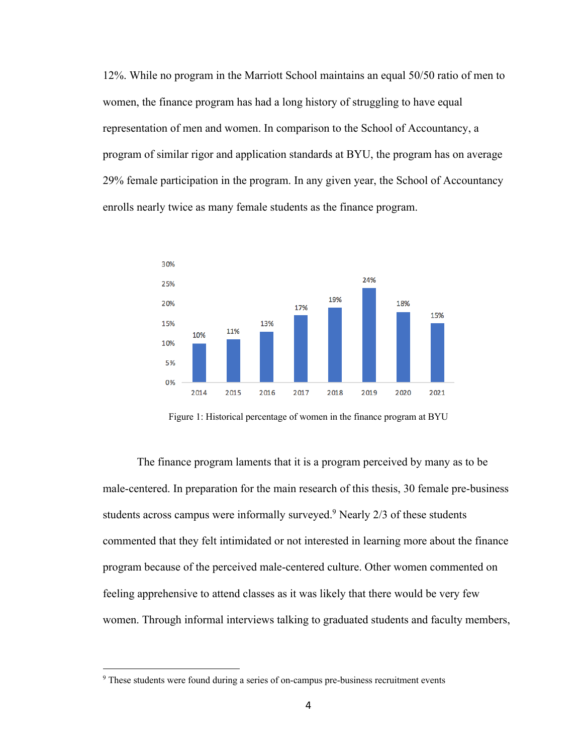12%. While no program in the Marriott School maintains an equal 50/50 ratio of men to women, the finance program has had a long history of struggling to have equal representation of men and women. In comparison to the School of Accountancy, a program of similar rigor and application standards at BYU, the program has on average 29% female participation in the program. In any given year, the School of Accountancy enrolls nearly twice as many female students as the finance program.

| Year | Percentage of women |
| --- | --- |
| 2014 | 10% |
| 2015 | 11% |
| 2016 | 13% |
| 2017 | 17% |
| 2018 | 19% |
| 2019 | 24% |
| 2020 | 18% |
| 2021 | 15% |

Figure 1: Historical percentage of women in the finance program at BYU

The finance program laments that it is a program perceived by many as to be male-centered. In preparation for the main research of this thesis, 30 female pre-business students across campus were informally surveyed.[9] Nearly 2/3 of these students commented that they felt intimidated or not interested in learning more about the finance program because of the perceived male-centered culture. Other women commented on feeling apprehensive to attend classes as it was likely that there would be very few women. Through informal interviews talking to graduated students and faculty members,

[9] These students were found during a series of on-campus pre-business recruitment events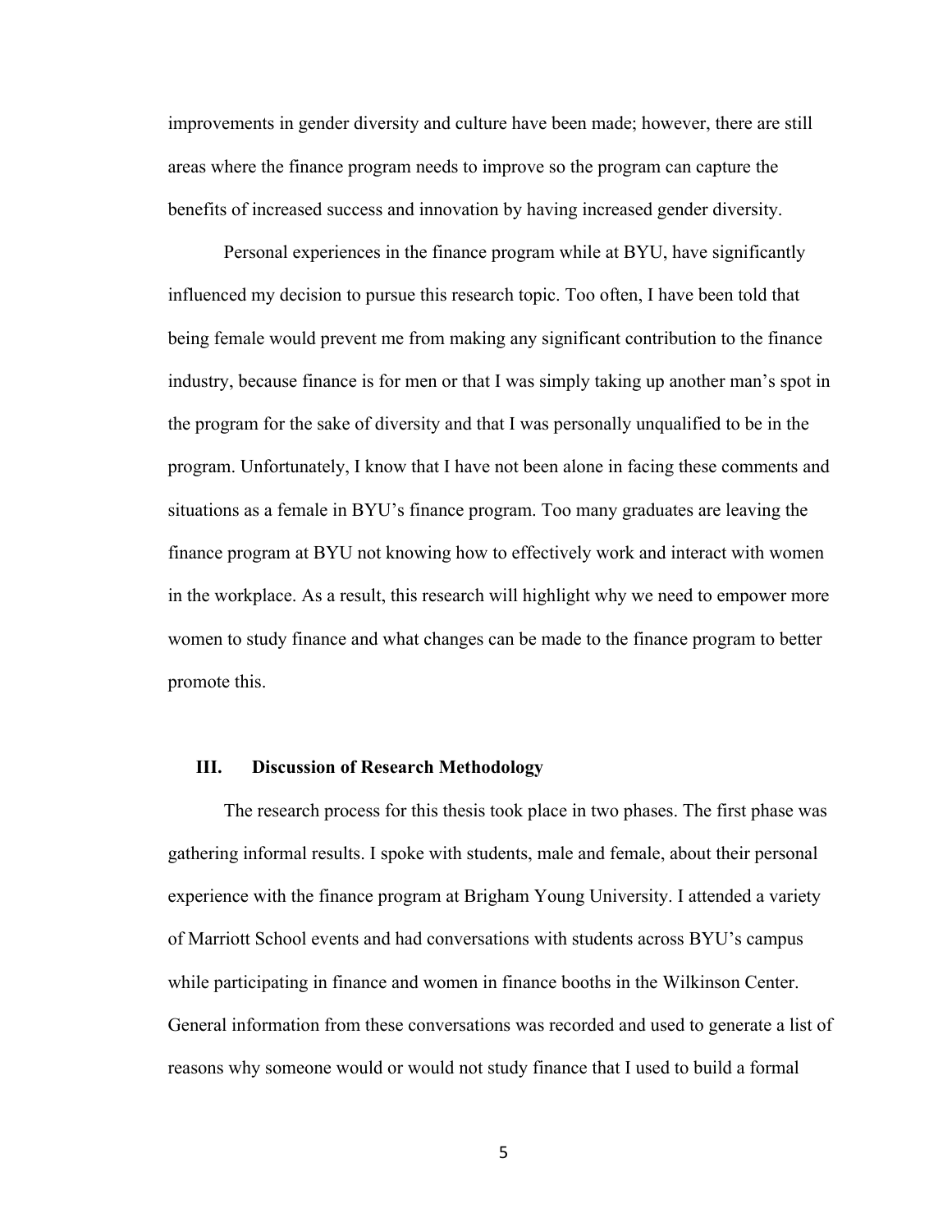improvements in gender diversity and culture have been made; however, there are still areas where the finance program needs to improve so the program can capture the benefits of increased success and innovation by having increased gender diversity.

Personal experiences in the finance program while at BYU, have significantly influenced my decision to pursue this research topic. Too often, I have been told that being female would prevent me from making any significant contribution to the finance industry, because finance is for men or that I was simply taking up another man's spot in the program for the sake of diversity and that I was personally unqualified to be in the program. Unfortunately, I know that I have not been alone in facing these comments and situations as a female in BYU's finance program. Too many graduates are leaving the finance program at BYU not knowing how to effectively work and interact with women in the workplace. As a result, this research will highlight why we need to empower more women to study finance and what changes can be made to the finance program to better promote this.

## III. Discussion of Research Methodology

The research process for this thesis took place in two phases. The first phase was gathering informal results. I spoke with students, male and female, about their personal experience with the finance program at Brigham Young University. I attended a variety of Marriott School events and had conversations with students across BYU's campus while participating in finance and women in finance booths in the Wilkinson Center. General information from these conversations was recorded and used to generate a list of reasons why someone would or would not study finance that I used to build a formal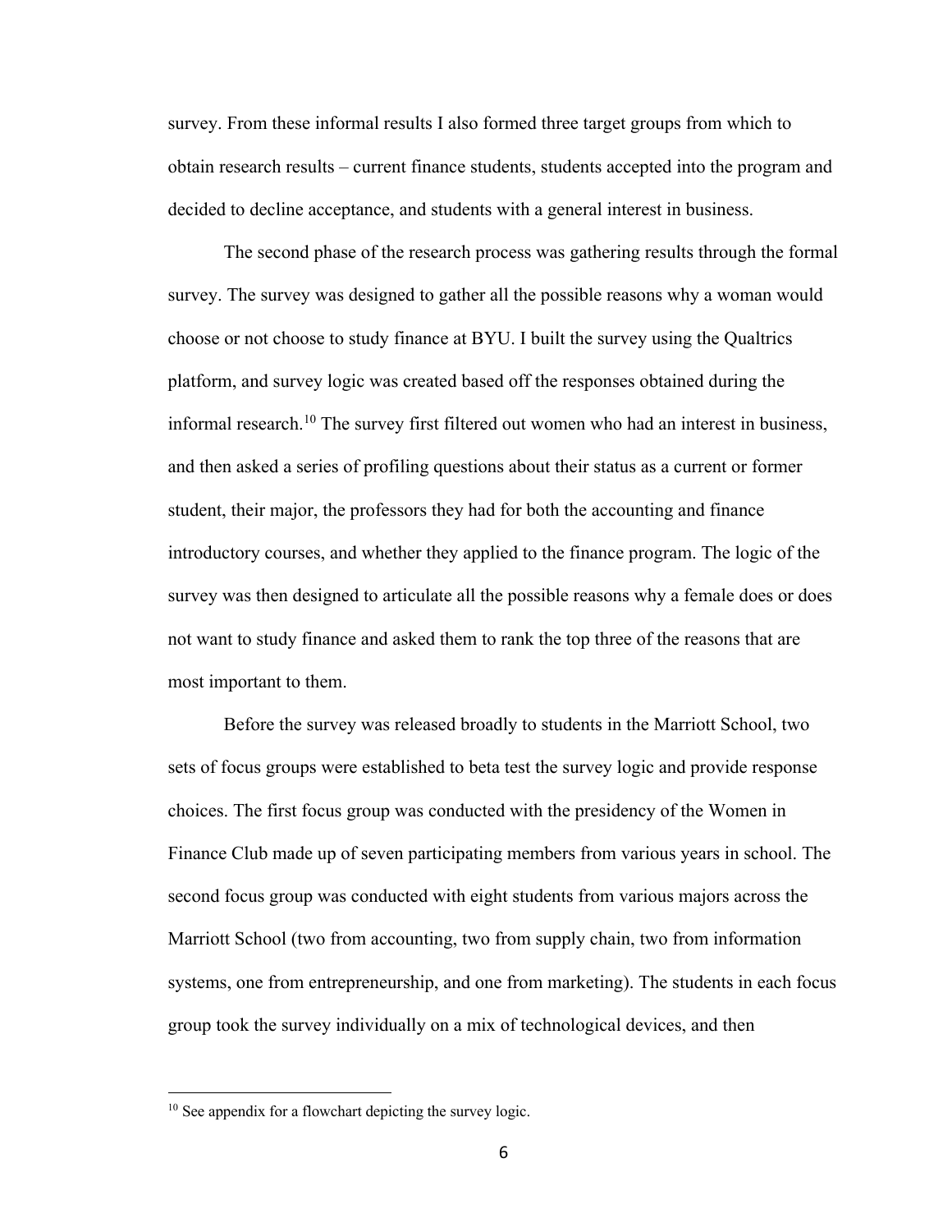survey. From these informal results I also formed three target groups from which to obtain research results – current finance students, students accepted into the program and decided to decline acceptance, and students with a general interest in business.

The second phase of the research process was gathering results through the formal survey. The survey was designed to gather all the possible reasons why a woman would choose or not choose to study finance at BYU. I built the survey using the Qualtrics platform, and survey logic was created based off the responses obtained during the informal research.[10] The survey first filtered out women who had an interest in business, and then asked a series of profiling questions about their status as a current or former student, their major, the professors they had for both the accounting and finance introductory courses, and whether they applied to the finance program. The logic of the survey was then designed to articulate all the possible reasons why a female does or does not want to study finance and asked them to rank the top three of the reasons that are most important to them.

Before the survey was released broadly to students in the Marriott School, two sets of focus groups were established to beta test the survey logic and provide response choices. The first focus group was conducted with the presidency of the Women in Finance Club made up of seven participating members from various years in school. The second focus group was conducted with eight students from various majors across the Marriott School (two from accounting, two from supply chain, two from information systems, one from entrepreneurship, and one from marketing). The students in each focus group took the survey individually on a mix of technological devices, and then

[10] See appendix for a flowchart depicting the survey logic.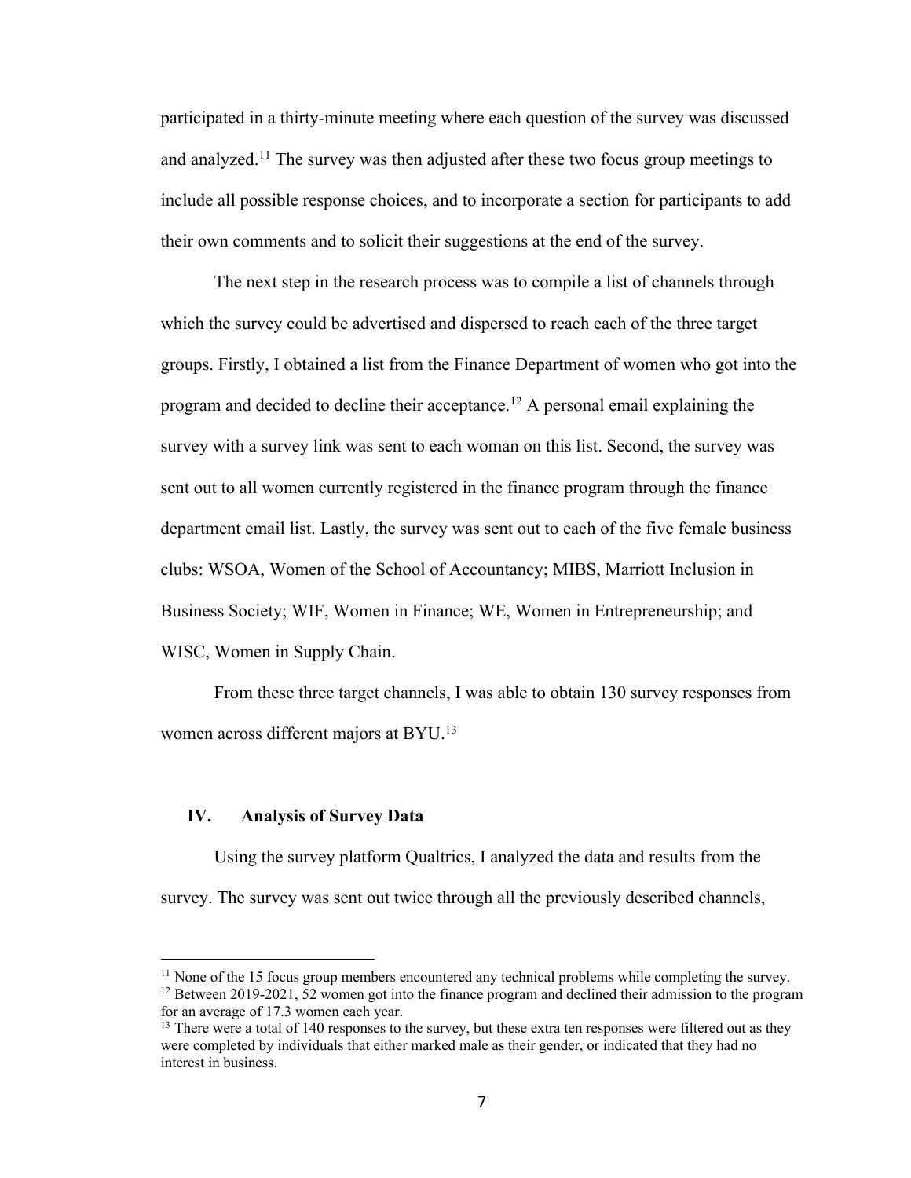participated in a thirty-minute meeting where each question of the survey was discussed and analyzed.[11] The survey was then adjusted after these two focus group meetings to include all possible response choices, and to incorporate a section for participants to add their own comments and to solicit their suggestions at the end of the survey.

The next step in the research process was to compile a list of channels through which the survey could be advertised and dispersed to reach each of the three target groups. Firstly, I obtained a list from the Finance Department of women who got into the program and decided to decline their acceptance.[12] A personal email explaining the survey with a survey link was sent to each woman on this list. Second, the survey was sent out to all women currently registered in the finance program through the finance department email list. Lastly, the survey was sent out to each of the five female business clubs: WSOA, Women of the School of Accountancy; MIBS, Marriott Inclusion in Business Society; WIF, Women in Finance; WE, Women in Entrepreneurship; and WISC, Women in Supply Chain.

From these three target channels, I was able to obtain 130 survey responses from women across different majors at BYU.[13]

## IV. Analysis of Survey Data

Using the survey platform Qualtrics, I analyzed the data and results from the survey. The survey was sent out twice through all the previously described channels,

---

[11] None of the 15 focus group members encountered any technical problems while completing the survey.

[12] Between 2019-2021, 52 women got into the finance program and declined their admission to the program for an average of 17.3 women each year.

[13] There were a total of 140 responses to the survey, but these extra ten responses were filtered out as they were completed by individuals that either marked male as their gender, or indicated that they had no interest in business.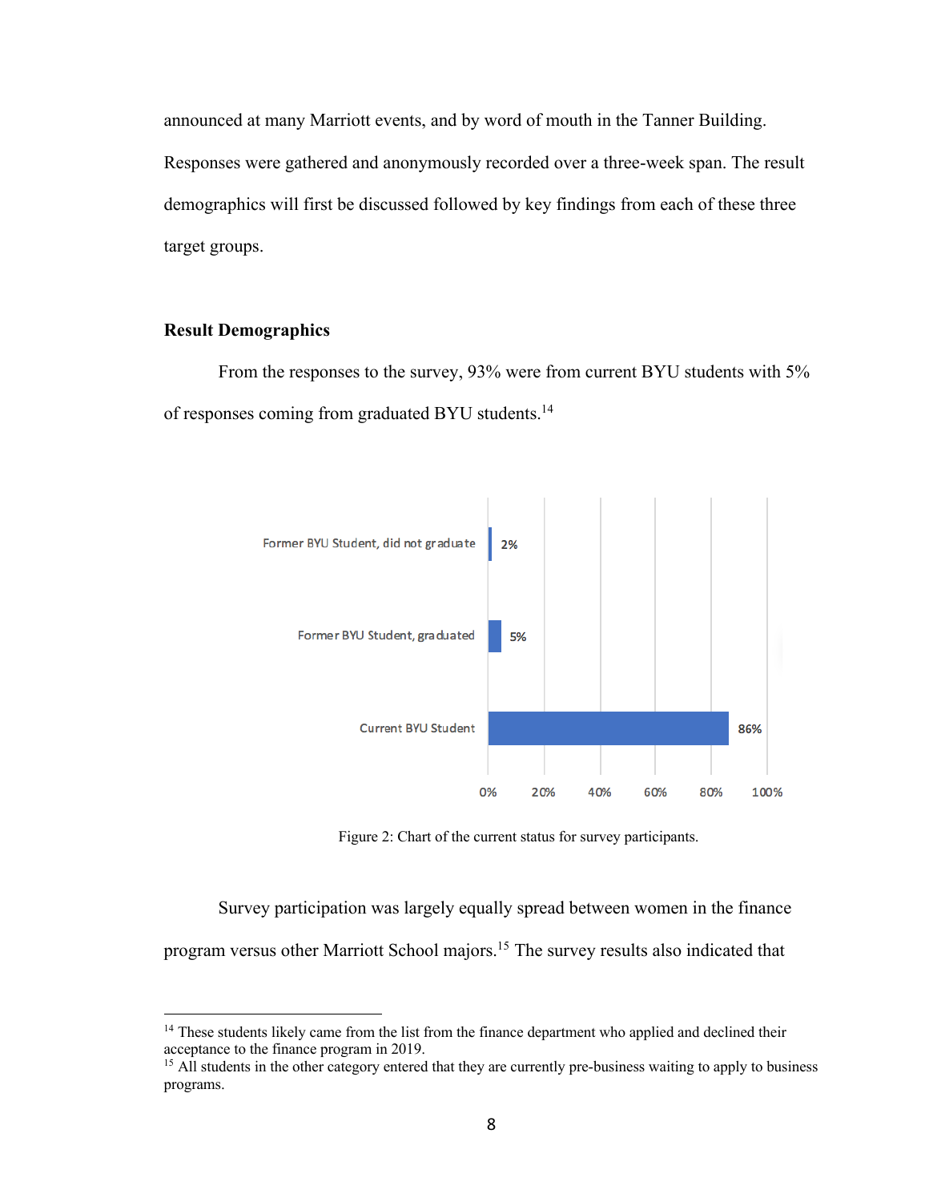announced at many Marriott events, and by word of mouth in the Tanner Building. Responses were gathered and anonymously recorded over a three-week span. The result demographics will first be discussed followed by key findings from each of these three target groups.

## Result Demographics

From the responses to the survey, 93% were from current BYU students with 5% of responses coming from graduated BYU students.[14]

| Status | Percentage |
| --- | --- |
| Former BYU Student, did not graduate | 2% |
| Former BYU Student, graduated | 5% |
| Current BYU Student | 86% |

Figure 2: Chart of the current status for survey participants.

Survey participation was largely equally spread between women in the finance program versus other Marriott School majors.[15] The survey results also indicated that

[14] These students likely came from the list from the finance department who applied and declined their acceptance to the finance program in 2019.

[15] All students in the other category entered that they are currently pre-business waiting to apply to business programs.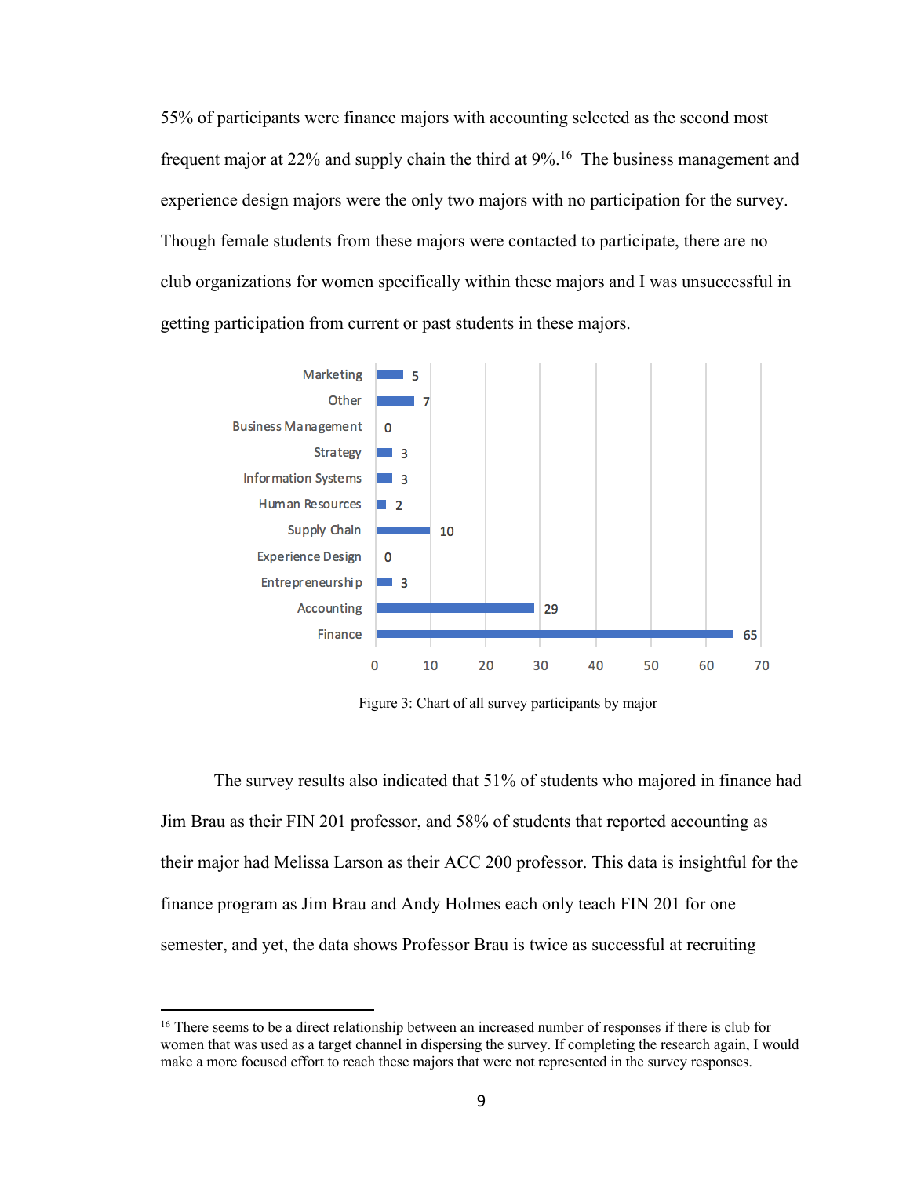55% of participants were finance majors with accounting selected as the second most frequent major at 22% and supply chain the third at 9%.[16] The business management and experience design majors were the only two majors with no participation for the survey. Though female students from these majors were contacted to participate, there are no club organizations for women specifically within these majors and I was unsuccessful in getting participation from current or past students in these majors.

| Major | Participants |
| --- | --- |
| Marketing | 5 |
| Other | 7 |
| Business Management | 0 |
| Strategy | 3 |
| Information Systems | 3 |
| Human Resources | 2 |
| Supply Chain | 10 |
| Experience Design | 0 |
| Entrepreneurship | 3 |
| Accounting | 29 |
| Finance | 65 |

Figure 3: Chart of all survey participants by major

The survey results also indicated that 51% of students who majored in finance had Jim Brau as their FIN 201 professor, and 58% of students that reported accounting as their major had Melissa Larson as their ACC 200 professor. This data is insightful for the finance program as Jim Brau and Andy Holmes each only teach FIN 201 for one semester, and yet, the data shows Professor Brau is twice as successful at recruiting

---

[16] There seems to be a direct relationship between an increased number of responses if there is club for women that was used as a target channel in dispersing the survey. If completing the research again, I would make a more focused effort to reach these majors that were not represented in the survey responses.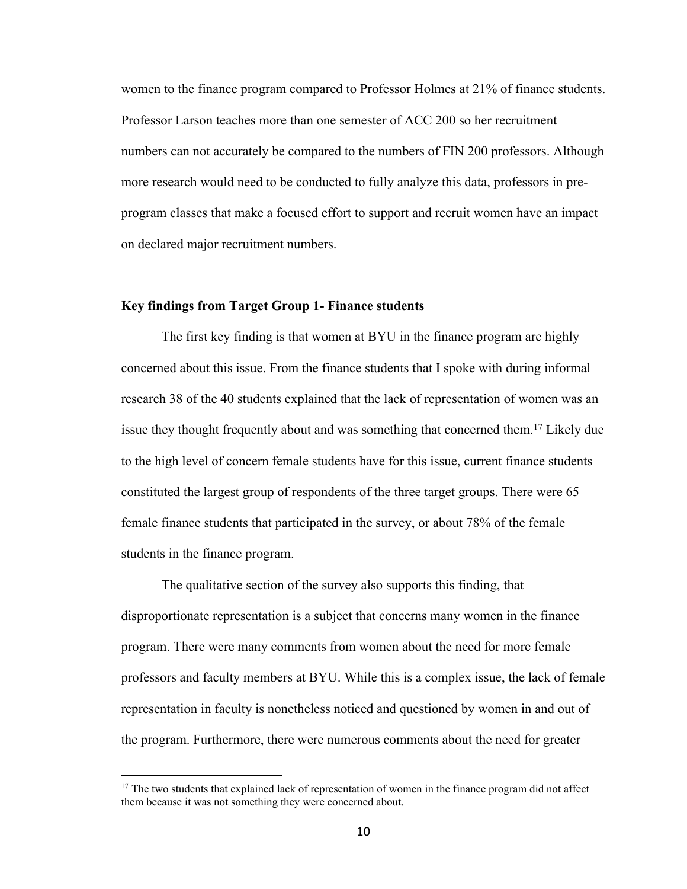women to the finance program compared to Professor Holmes at 21% of finance students. Professor Larson teaches more than one semester of ACC 200 so her recruitment numbers can not accurately be compared to the numbers of FIN 200 professors. Although more research would need to be conducted to fully analyze this data, professors in pre-program classes that make a focused effort to support and recruit women have an impact on declared major recruitment numbers.

**Key findings from Target Group 1- Finance students**

The first key finding is that women at BYU in the finance program are highly concerned about this issue. From the finance students that I spoke with during informal research 38 of the 40 students explained that the lack of representation of women was an issue they thought frequently about and was something that concerned them.[17] Likely due to the high level of concern female students have for this issue, current finance students constituted the largest group of respondents of the three target groups. There were 65 female finance students that participated in the survey, or about 78% of the female students in the finance program.

The qualitative section of the survey also supports this finding, that disproportionate representation is a subject that concerns many women in the finance program. There were many comments from women about the need for more female professors and faculty members at BYU. While this is a complex issue, the lack of female representation in faculty is nonetheless noticed and questioned by women in and out of the program. Furthermore, there were numerous comments about the need for greater

[17] The two students that explained lack of representation of women in the finance program did not affect them because it was not something they were concerned about.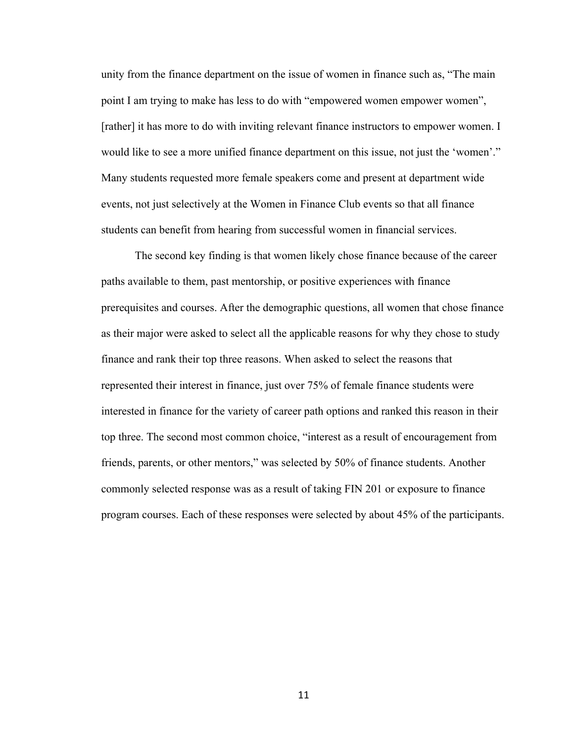unity from the finance department on the issue of women in finance such as, "The main point I am trying to make has less to do with "empowered women empower women", [rather] it has more to do with inviting relevant finance instructors to empower women. I would like to see a more unified finance department on this issue, not just the 'women'." Many students requested more female speakers come and present at department wide events, not just selectively at the Women in Finance Club events so that all finance students can benefit from hearing from successful women in financial services.

The second key finding is that women likely chose finance because of the career paths available to them, past mentorship, or positive experiences with finance prerequisites and courses. After the demographic questions, all women that chose finance as their major were asked to select all the applicable reasons for why they chose to study finance and rank their top three reasons. When asked to select the reasons that represented their interest in finance, just over 75% of female finance students were interested in finance for the variety of career path options and ranked this reason in their top three. The second most common choice, "interest as a result of encouragement from friends, parents, or other mentors," was selected by 50% of finance students. Another commonly selected response was as a result of taking FIN 201 or exposure to finance program courses. Each of these responses were selected by about 45% of the participants.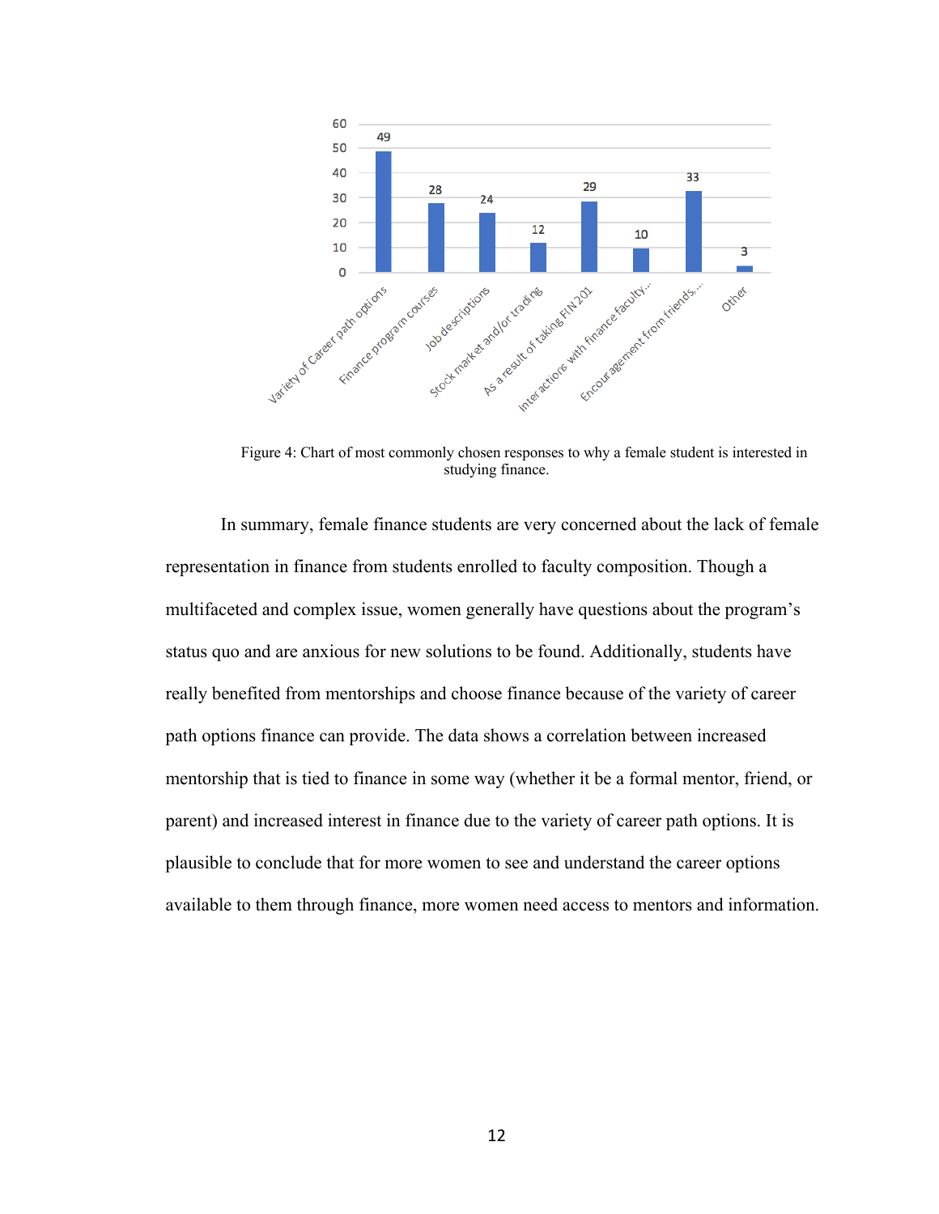| Response | Count |
|---|---|
| Variety of Career path options | 49 |
| Finance program courses | 28 |
| Job descriptions | 24 |
| Stock market and/or trading | 12 |
| As a result of taking FIN 201 | 29 |
| Interactions with finance faculty... | 10 |
| Encouragement from friends,... | 33 |
| Other | 3 |

Figure 4: Chart of most commonly chosen responses to why a female student is interested in studying finance.

In summary, female finance students are very concerned about the lack of female representation in finance from students enrolled to faculty composition. Though a multifaceted and complex issue, women generally have questions about the program's status quo and are anxious for new solutions to be found. Additionally, students have really benefited from mentorships and choose finance because of the variety of career path options finance can provide. The data shows a correlation between increased mentorship that is tied to finance in some way (whether it be a formal mentor, friend, or parent) and increased interest in finance due to the variety of career path options. It is plausible to conclude that for more women to see and understand the career options available to them through finance, more women need access to mentors and information.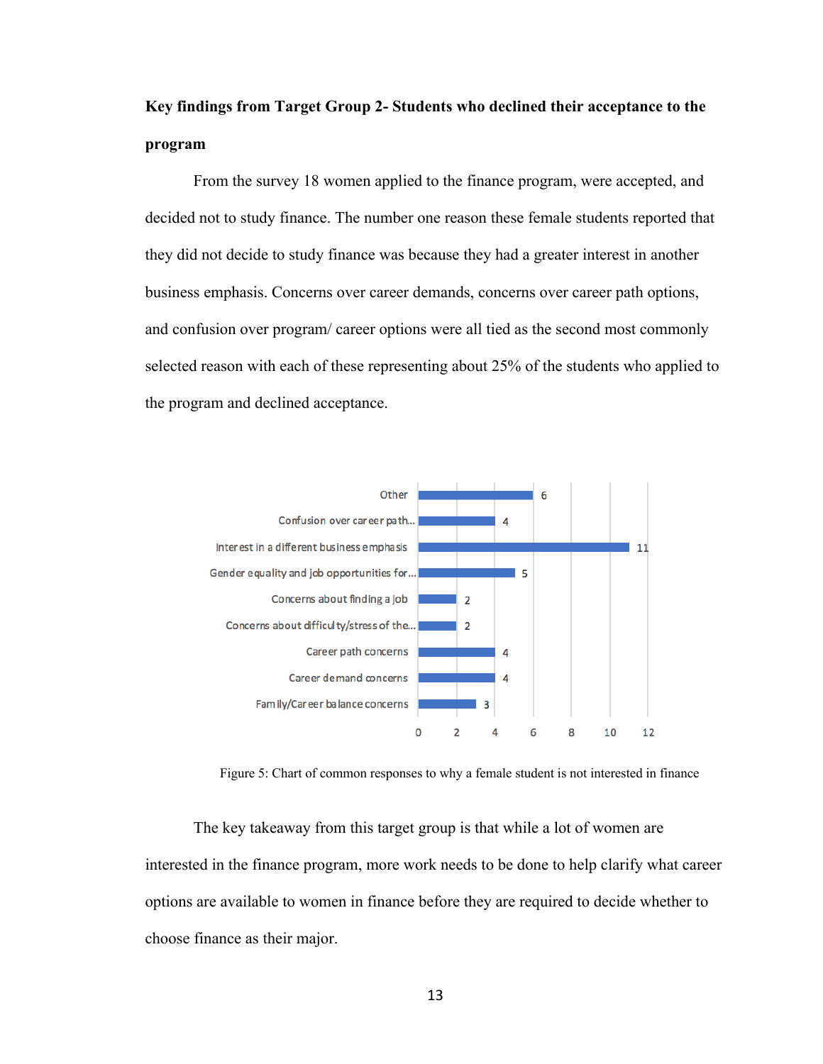**Key findings from Target Group 2- Students who declined their acceptance to the program**

From the survey 18 women applied to the finance program, were accepted, and decided not to study finance. The number one reason these female students reported that they did not decide to study finance was because they had a greater interest in another business emphasis. Concerns over career demands, concerns over career path options, and confusion over program/ career options were all tied as the second most commonly selected reason with each of these representing about 25% of the students who applied to the program and declined acceptance.

| Response | Count |
|---|---|
| Other | 6 |
| Confusion over career path... | 4 |
| Interest in a different business emphasis | 11 |
| Gender equality and job opportunities for... | 5 |
| Concerns about finding a job | 2 |
| Concerns about difficulty/stress of the... | 2 |
| Career path concerns | 4 |
| Career demand concerns | 4 |
| Family/Career balance concerns | 3 |

Figure 5: Chart of common responses to why a female student is not interested in finance

The key takeaway from this target group is that while a lot of women are interested in the finance program, more work needs to be done to help clarify what career options are available to women in finance before they are required to decide whether to choose finance as their major.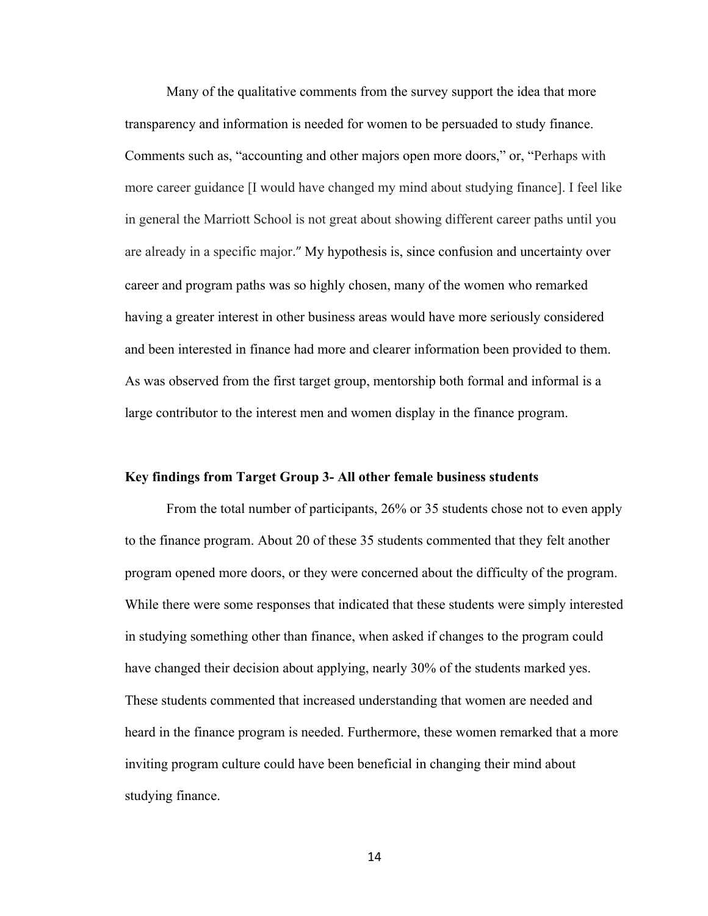Many of the qualitative comments from the survey support the idea that more transparency and information is needed for women to be persuaded to study finance. Comments such as, "accounting and other majors open more doors," or, "Perhaps with more career guidance [I would have changed my mind about studying finance]. I feel like in general the Marriott School is not great about showing different career paths until you are already in a specific major." My hypothesis is, since confusion and uncertainty over career and program paths was so highly chosen, many of the women who remarked having a greater interest in other business areas would have more seriously considered and been interested in finance had more and clearer information been provided to them. As was observed from the first target group, mentorship both formal and informal is a large contributor to the interest men and women display in the finance program.

**Key findings from Target Group 3- All other female business students**

From the total number of participants, 26% or 35 students chose not to even apply to the finance program. About 20 of these 35 students commented that they felt another program opened more doors, or they were concerned about the difficulty of the program. While there were some responses that indicated that these students were simply interested in studying something other than finance, when asked if changes to the program could have changed their decision about applying, nearly 30% of the students marked yes. These students commented that increased understanding that women are needed and heard in the finance program is needed. Furthermore, these women remarked that a more inviting program culture could have been beneficial in changing their mind about studying finance.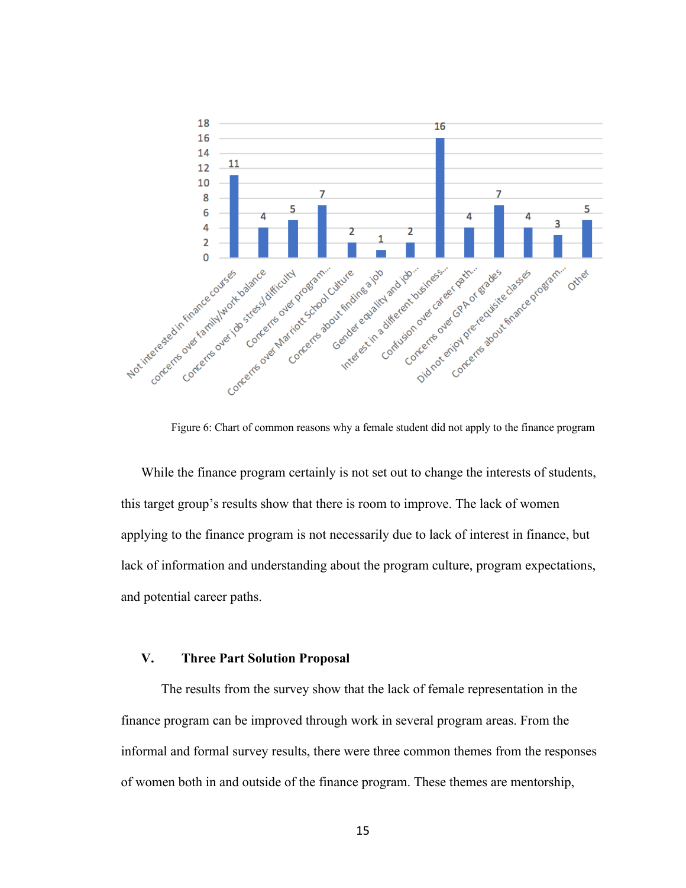| Reason | Count |
|---|---|
| Not interested in finance courses | 11 |
| concerns over family/work balance | 4 |
| Concerns over job stress/difficulty | 5 |
| Concerns over program... | 7 |
| Concerns over Marriott School Culture | 2 |
| Concerns about finding a job | 1 |
| Gender equality and job... | 2 |
| Interest in a different business... | 16 |
| Confusion over career path... | 4 |
| Concerns over GPA or grades | 7 |
| Did not enjoy pre-requisite classes | 4 |
| Concerns about finance program... | 3 |
| Other | 5 |

Figure 6: Chart of common reasons why a female student did not apply to the finance program

While the finance program certainly is not set out to change the interests of students, this target group's results show that there is room to improve. The lack of women applying to the finance program is not necessarily due to lack of interest in finance, but lack of information and understanding about the program culture, program expectations, and potential career paths.

## V. Three Part Solution Proposal

The results from the survey show that the lack of female representation in the finance program can be improved through work in several program areas. From the informal and formal survey results, there were three common themes from the responses of women both in and outside of the finance program. These themes are mentorship,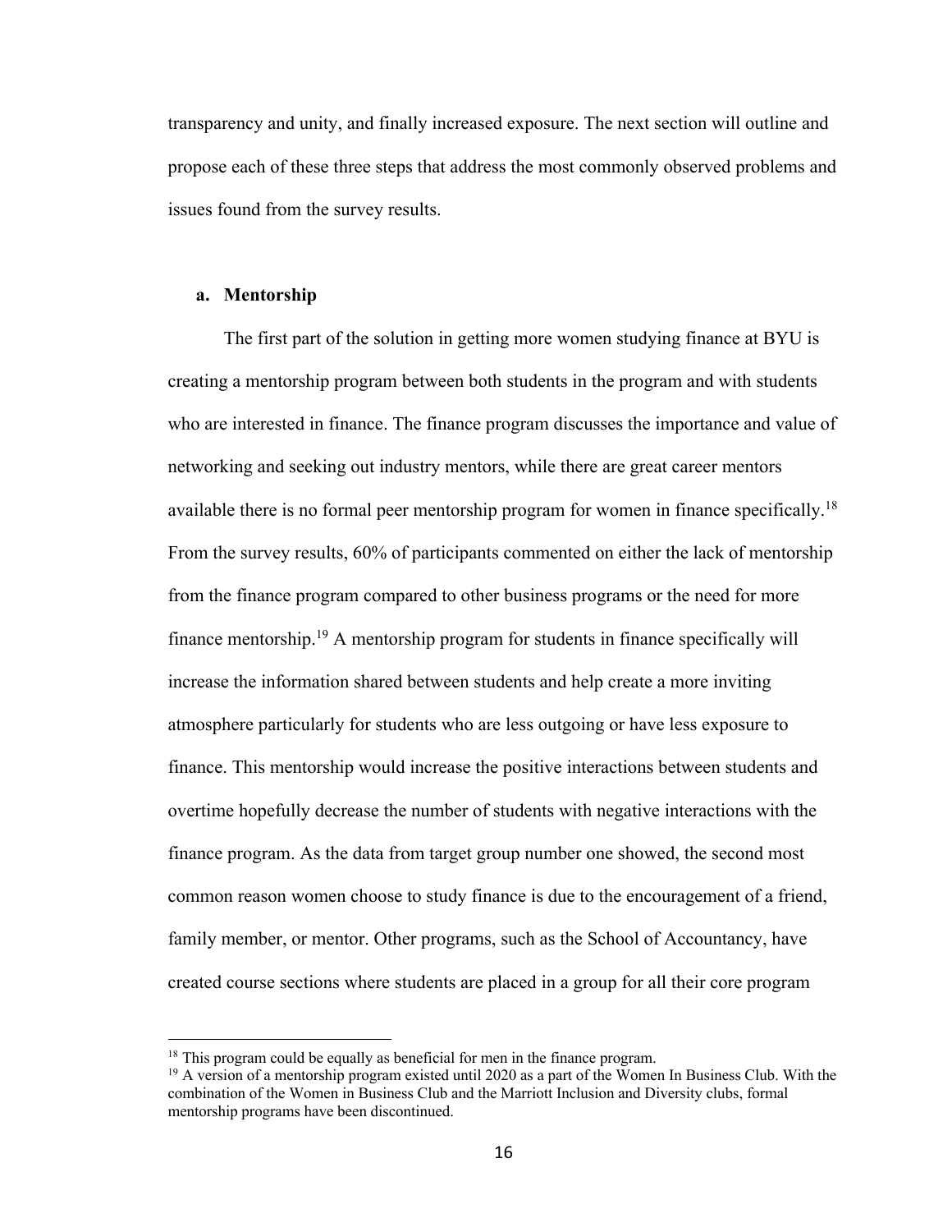transparency and unity, and finally increased exposure. The next section will outline and propose each of these three steps that address the most commonly observed problems and issues found from the survey results.

### a. Mentorship

The first part of the solution in getting more women studying finance at BYU is creating a mentorship program between both students in the program and with students who are interested in finance. The finance program discusses the importance and value of networking and seeking out industry mentors, while there are great career mentors available there is no formal peer mentorship program for women in finance specifically.[18] From the survey results, 60% of participants commented on either the lack of mentorship from the finance program compared to other business programs or the need for more finance mentorship.[19] A mentorship program for students in finance specifically will increase the information shared between students and help create a more inviting atmosphere particularly for students who are less outgoing or have less exposure to finance. This mentorship would increase the positive interactions between students and overtime hopefully decrease the number of students with negative interactions with the finance program. As the data from target group number one showed, the second most common reason women choose to study finance is due to the encouragement of a friend, family member, or mentor. Other programs, such as the School of Accountancy, have created course sections where students are placed in a group for all their core program

---

[18] This program could be equally as beneficial for men in the finance program.

[19] A version of a mentorship program existed until 2020 as a part of the Women In Business Club. With the combination of the Women in Business Club and the Marriott Inclusion and Diversity clubs, formal mentorship programs have been discontinued.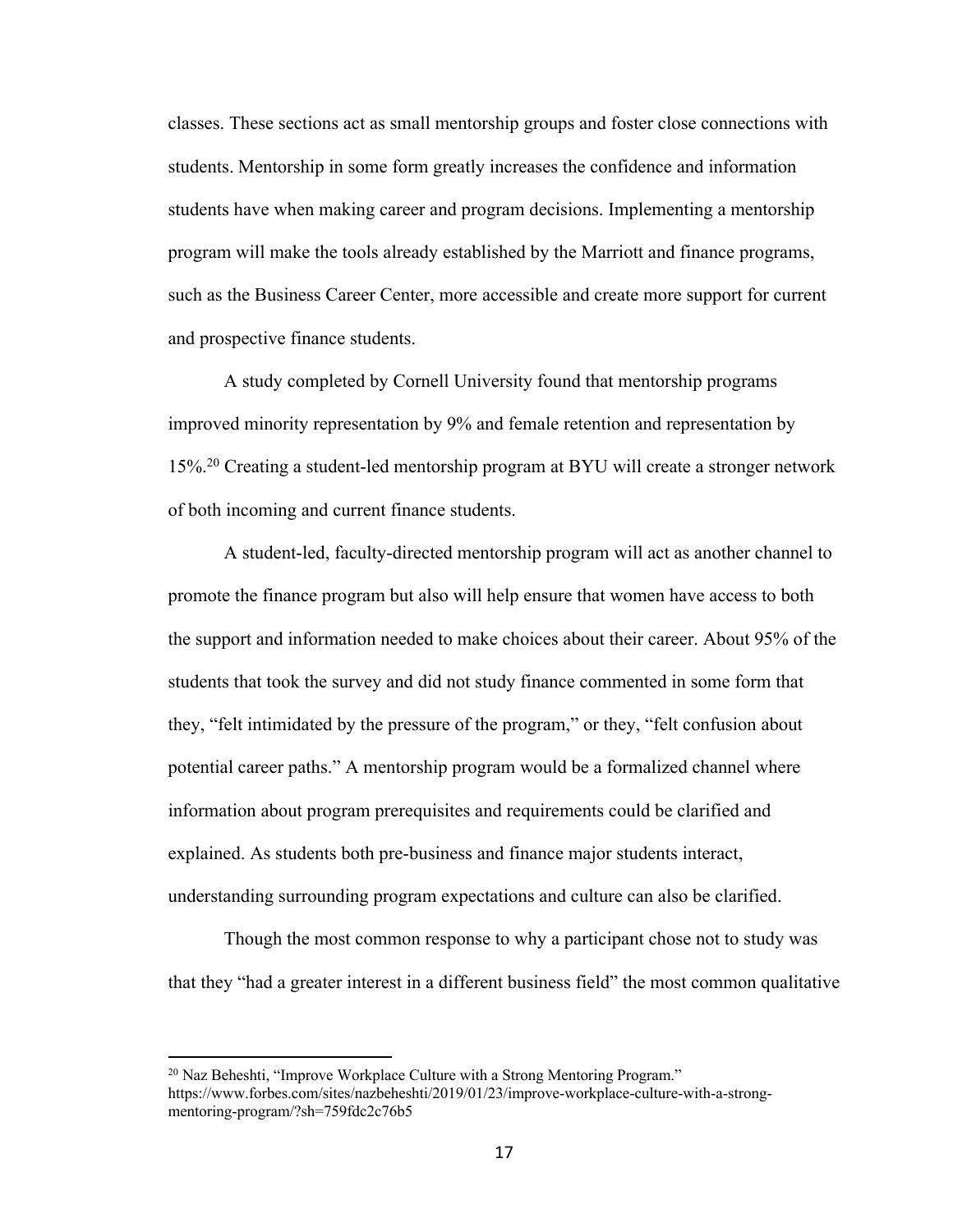classes. These sections act as small mentorship groups and foster close connections with students. Mentorship in some form greatly increases the confidence and information students have when making career and program decisions. Implementing a mentorship program will make the tools already established by the Marriott and finance programs, such as the Business Career Center, more accessible and create more support for current and prospective finance students.

A study completed by Cornell University found that mentorship programs improved minority representation by 9% and female retention and representation by 15%.[20] Creating a student-led mentorship program at BYU will create a stronger network of both incoming and current finance students.

A student-led, faculty-directed mentorship program will act as another channel to promote the finance program but also will help ensure that women have access to both the support and information needed to make choices about their career. About 95% of the students that took the survey and did not study finance commented in some form that they, "felt intimidated by the pressure of the program," or they, "felt confusion about potential career paths." A mentorship program would be a formalized channel where information about program prerequisites and requirements could be clarified and explained. As students both pre-business and finance major students interact, understanding surrounding program expectations and culture can also be clarified.

Though the most common response to why a participant chose not to study was that they "had a greater interest in a different business field" the most common qualitative

---

[20] Naz Beheshti, "Improve Workplace Culture with a Strong Mentoring Program." https://www.forbes.com/sites/nazbeheshti/2019/01/23/improve-workplace-culture-with-a-strong-mentoring-program/?sh=759fdc2c76b5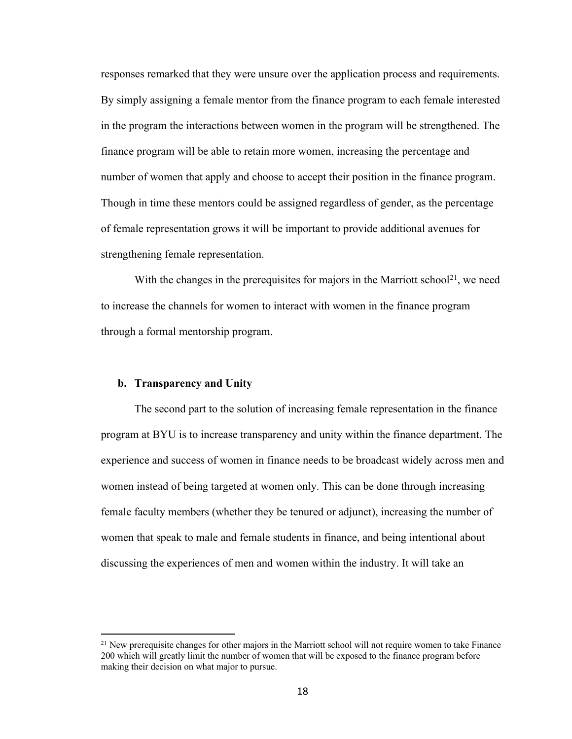responses remarked that they were unsure over the application process and requirements. By simply assigning a female mentor from the finance program to each female interested in the program the interactions between women in the program will be strengthened. The finance program will be able to retain more women, increasing the percentage and number of women that apply and choose to accept their position in the finance program. Though in time these mentors could be assigned regardless of gender, as the percentage of female representation grows it will be important to provide additional avenues for strengthening female representation.

With the changes in the prerequisites for majors in the Marriott school[21], we need to increase the channels for women to interact with women in the finance program through a formal mentorship program.

### b. Transparency and Unity

The second part to the solution of increasing female representation in the finance program at BYU is to increase transparency and unity within the finance department. The experience and success of women in finance needs to be broadcast widely across men and women instead of being targeted at women only. This can be done through increasing female faculty members (whether they be tenured or adjunct), increasing the number of women that speak to male and female students in finance, and being intentional about discussing the experiences of men and women within the industry. It will take an

---

[21] New prerequisite changes for other majors in the Marriott school will not require women to take Finance 200 which will greatly limit the number of women that will be exposed to the finance program before making their decision on what major to pursue.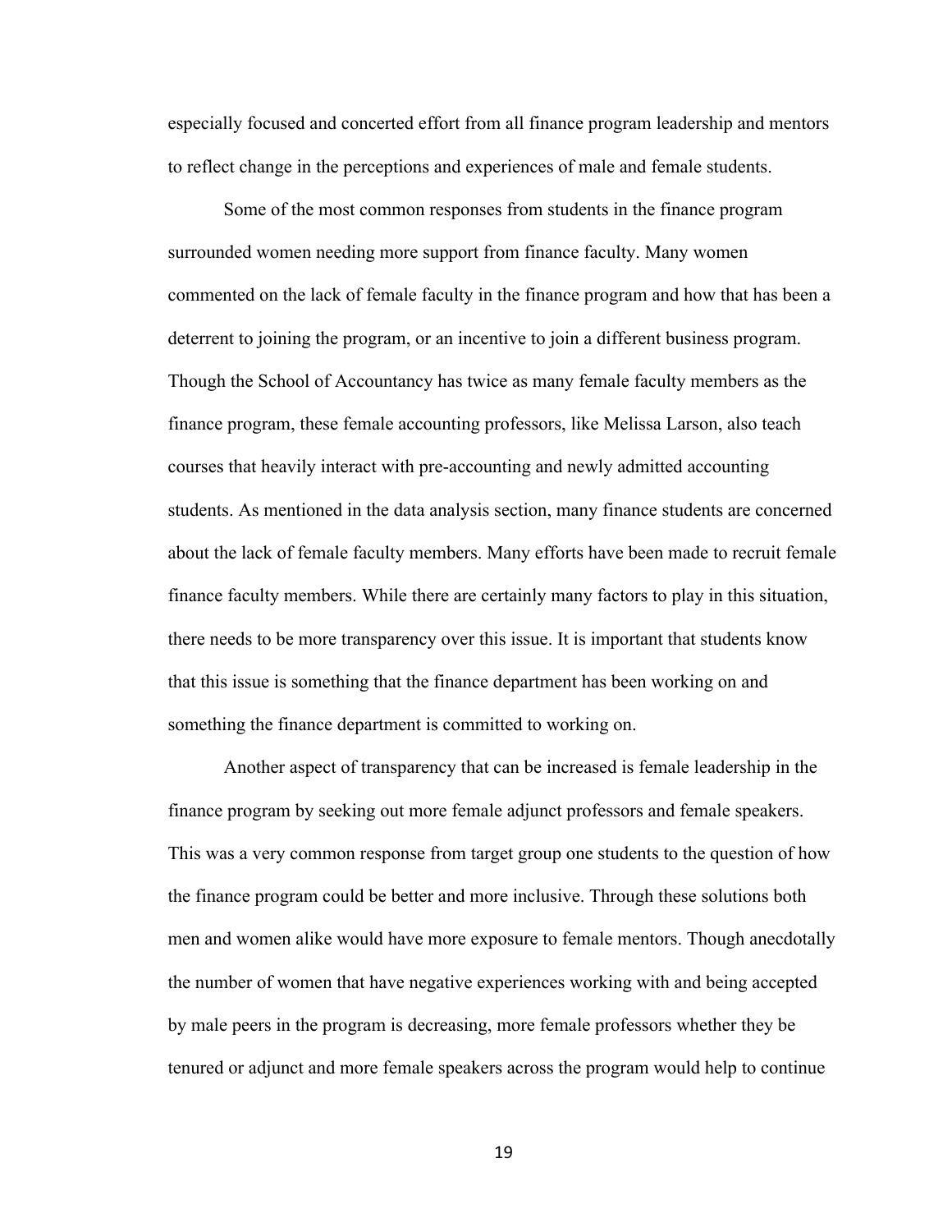especially focused and concerted effort from all finance program leadership and mentors to reflect change in the perceptions and experiences of male and female students.

Some of the most common responses from students in the finance program surrounded women needing more support from finance faculty. Many women commented on the lack of female faculty in the finance program and how that has been a deterrent to joining the program, or an incentive to join a different business program. Though the School of Accountancy has twice as many female faculty members as the finance program, these female accounting professors, like Melissa Larson, also teach courses that heavily interact with pre-accounting and newly admitted accounting students. As mentioned in the data analysis section, many finance students are concerned about the lack of female faculty members. Many efforts have been made to recruit female finance faculty members. While there are certainly many factors to play in this situation, there needs to be more transparency over this issue. It is important that students know that this issue is something that the finance department has been working on and something the finance department is committed to working on.

Another aspect of transparency that can be increased is female leadership in the finance program by seeking out more female adjunct professors and female speakers. This was a very common response from target group one students to the question of how the finance program could be better and more inclusive. Through these solutions both men and women alike would have more exposure to female mentors. Though anecdotally the number of women that have negative experiences working with and being accepted by male peers in the program is decreasing, more female professors whether they be tenured or adjunct and more female speakers across the program would help to continue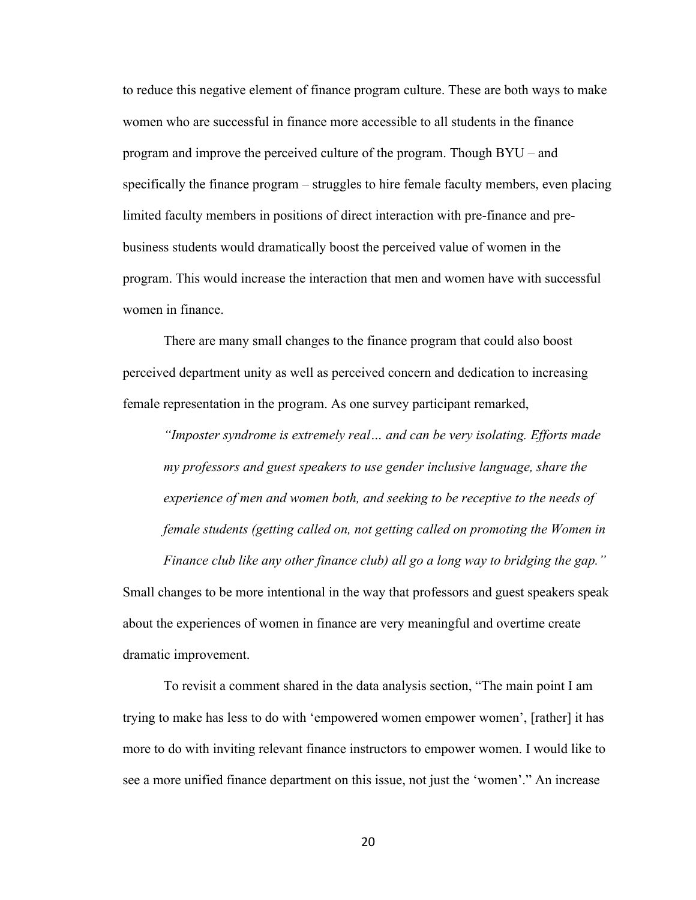to reduce this negative element of finance program culture. These are both ways to make women who are successful in finance more accessible to all students in the finance program and improve the perceived culture of the program. Though BYU – and specifically the finance program – struggles to hire female faculty members, even placing limited faculty members in positions of direct interaction with pre-finance and pre-business students would dramatically boost the perceived value of women in the program. This would increase the interaction that men and women have with successful women in finance.

There are many small changes to the finance program that could also boost perceived department unity as well as perceived concern and dedication to increasing female representation in the program. As one survey participant remarked,

> *"Imposter syndrome is extremely real… and can be very isolating. Efforts made my professors and guest speakers to use gender inclusive language, share the experience of men and women both, and seeking to be receptive to the needs of female students (getting called on, not getting called on promoting the Women in Finance club like any other finance club) all go a long way to bridging the gap."*

Small changes to be more intentional in the way that professors and guest speakers speak about the experiences of women in finance are very meaningful and overtime create dramatic improvement.

To revisit a comment shared in the data analysis section, "The main point I am trying to make has less to do with 'empowered women empower women', [rather] it has more to do with inviting relevant finance instructors to empower women. I would like to see a more unified finance department on this issue, not just the 'women'." An increase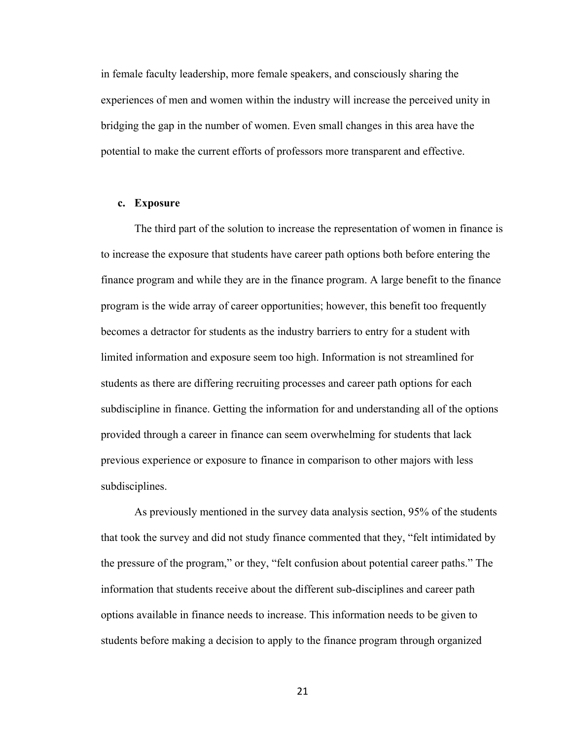in female faculty leadership, more female speakers, and consciously sharing the experiences of men and women within the industry will increase the perceived unity in bridging the gap in the number of women. Even small changes in this area have the potential to make the current efforts of professors more transparent and effective.

### c. Exposure

The third part of the solution to increase the representation of women in finance is to increase the exposure that students have career path options both before entering the finance program and while they are in the finance program. A large benefit to the finance program is the wide array of career opportunities; however, this benefit too frequently becomes a detractor for students as the industry barriers to entry for a student with limited information and exposure seem too high. Information is not streamlined for students as there are differing recruiting processes and career path options for each subdiscipline in finance. Getting the information for and understanding all of the options provided through a career in finance can seem overwhelming for students that lack previous experience or exposure to finance in comparison to other majors with less subdisciplines.

As previously mentioned in the survey data analysis section, 95% of the students that took the survey and did not study finance commented that they, "felt intimidated by the pressure of the program," or they, "felt confusion about potential career paths." The information that students receive about the different sub-disciplines and career path options available in finance needs to increase. This information needs to be given to students before making a decision to apply to the finance program through organized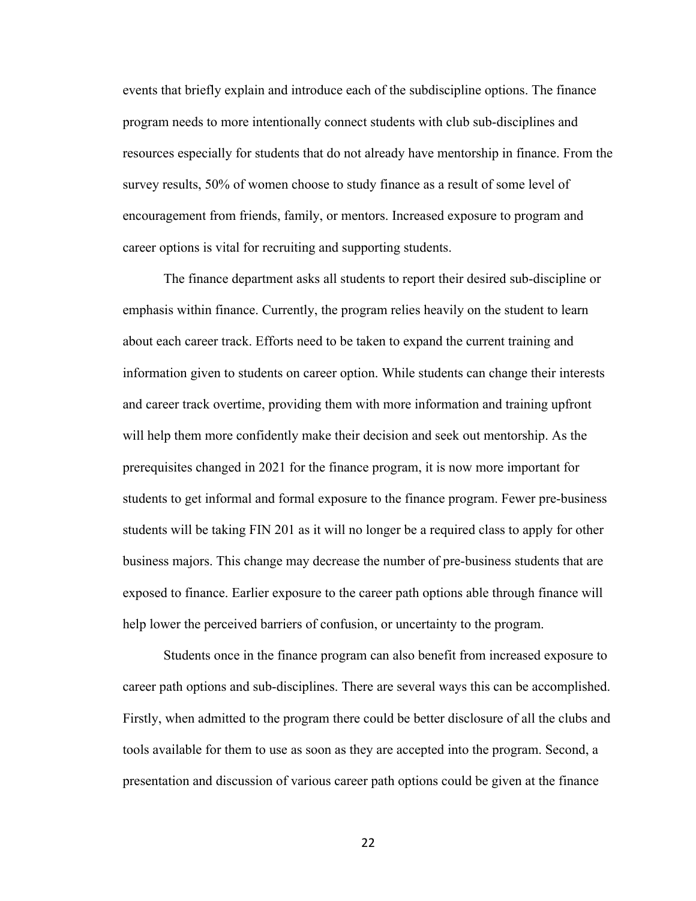events that briefly explain and introduce each of the subdiscipline options. The finance program needs to more intentionally connect students with club sub-disciplines and resources especially for students that do not already have mentorship in finance. From the survey results, 50% of women choose to study finance as a result of some level of encouragement from friends, family, or mentors. Increased exposure to program and career options is vital for recruiting and supporting students.

The finance department asks all students to report their desired sub-discipline or emphasis within finance. Currently, the program relies heavily on the student to learn about each career track. Efforts need to be taken to expand the current training and information given to students on career option. While students can change their interests and career track overtime, providing them with more information and training upfront will help them more confidently make their decision and seek out mentorship. As the prerequisites changed in 2021 for the finance program, it is now more important for students to get informal and formal exposure to the finance program. Fewer pre-business students will be taking FIN 201 as it will no longer be a required class to apply for other business majors. This change may decrease the number of pre-business students that are exposed to finance. Earlier exposure to the career path options able through finance will help lower the perceived barriers of confusion, or uncertainty to the program.

Students once in the finance program can also benefit from increased exposure to career path options and sub-disciplines. There are several ways this can be accomplished. Firstly, when admitted to the program there could be better disclosure of all the clubs and tools available for them to use as soon as they are accepted into the program. Second, a presentation and discussion of various career path options could be given at the finance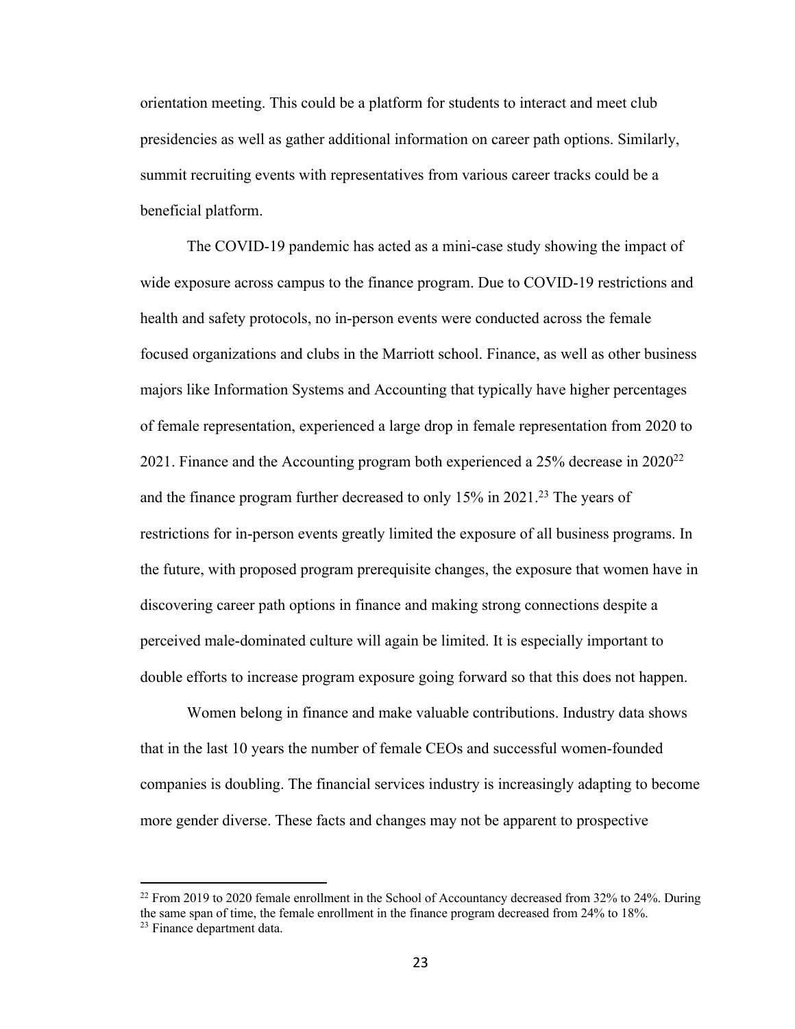orientation meeting. This could be a platform for students to interact and meet club presidencies as well as gather additional information on career path options. Similarly, summit recruiting events with representatives from various career tracks could be a beneficial platform.

The COVID-19 pandemic has acted as a mini-case study showing the impact of wide exposure across campus to the finance program. Due to COVID-19 restrictions and health and safety protocols, no in-person events were conducted across the female focused organizations and clubs in the Marriott school. Finance, as well as other business majors like Information Systems and Accounting that typically have higher percentages of female representation, experienced a large drop in female representation from 2020 to 2021. Finance and the Accounting program both experienced a 25% decrease in 2020[22] and the finance program further decreased to only 15% in 2021.[23] The years of restrictions for in-person events greatly limited the exposure of all business programs. In the future, with proposed program prerequisite changes, the exposure that women have in discovering career path options in finance and making strong connections despite a perceived male-dominated culture will again be limited. It is especially important to double efforts to increase program exposure going forward so that this does not happen.

Women belong in finance and make valuable contributions. Industry data shows that in the last 10 years the number of female CEOs and successful women-founded companies is doubling. The financial services industry is increasingly adapting to become more gender diverse. These facts and changes may not be apparent to prospective

---

[22] From 2019 to 2020 female enrollment in the School of Accountancy decreased from 32% to 24%. During the same span of time, the female enrollment in the finance program decreased from 24% to 18%.

[23] Finance department data.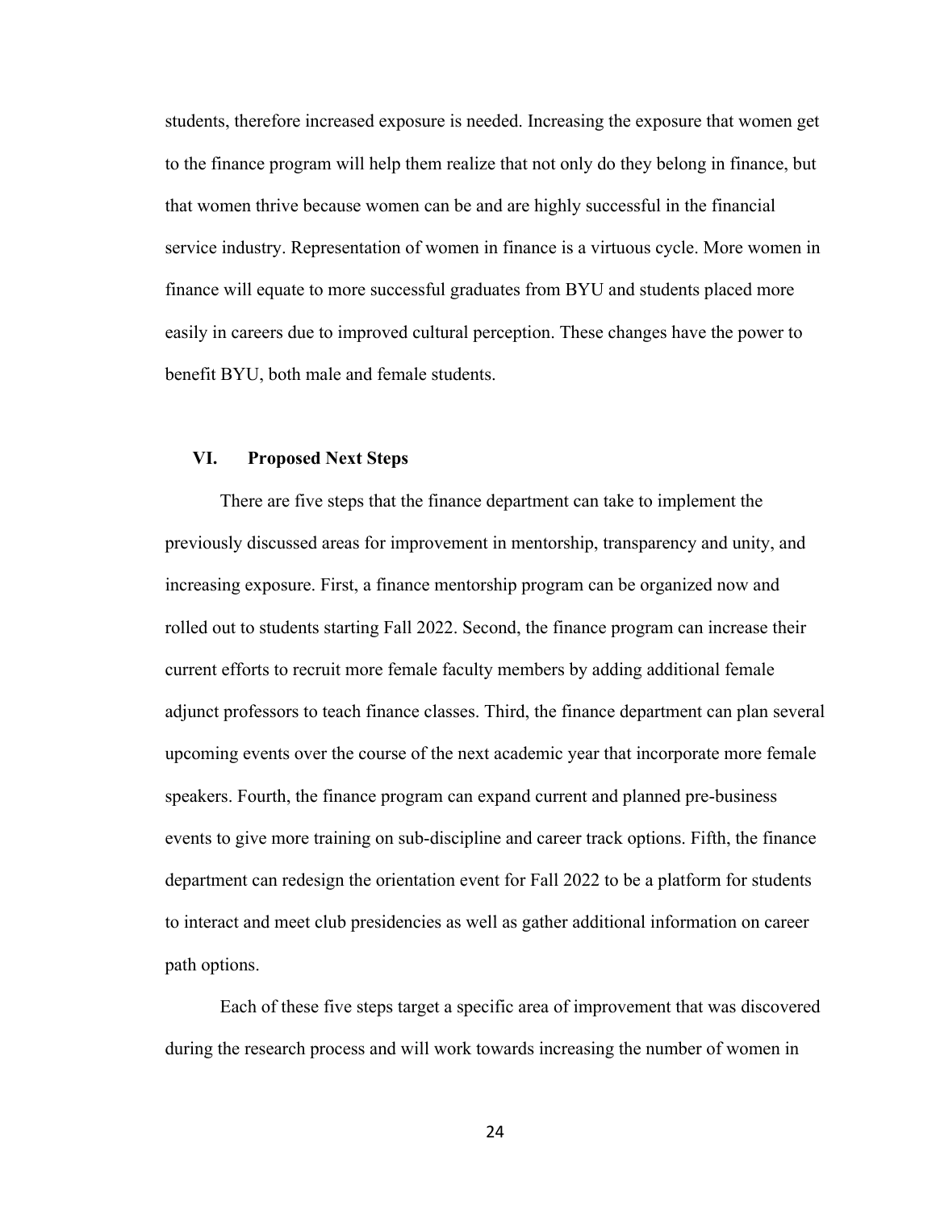students, therefore increased exposure is needed. Increasing the exposure that women get to the finance program will help them realize that not only do they belong in finance, but that women thrive because women can be and are highly successful in the financial service industry. Representation of women in finance is a virtuous cycle. More women in finance will equate to more successful graduates from BYU and students placed more easily in careers due to improved cultural perception. These changes have the power to benefit BYU, both male and female students.

## VI. Proposed Next Steps

There are five steps that the finance department can take to implement the previously discussed areas for improvement in mentorship, transparency and unity, and increasing exposure. First, a finance mentorship program can be organized now and rolled out to students starting Fall 2022. Second, the finance program can increase their current efforts to recruit more female faculty members by adding additional female adjunct professors to teach finance classes. Third, the finance department can plan several upcoming events over the course of the next academic year that incorporate more female speakers. Fourth, the finance program can expand current and planned pre-business events to give more training on sub-discipline and career track options. Fifth, the finance department can redesign the orientation event for Fall 2022 to be a platform for students to interact and meet club presidencies as well as gather additional information on career path options.

Each of these five steps target a specific area of improvement that was discovered during the research process and will work towards increasing the number of women in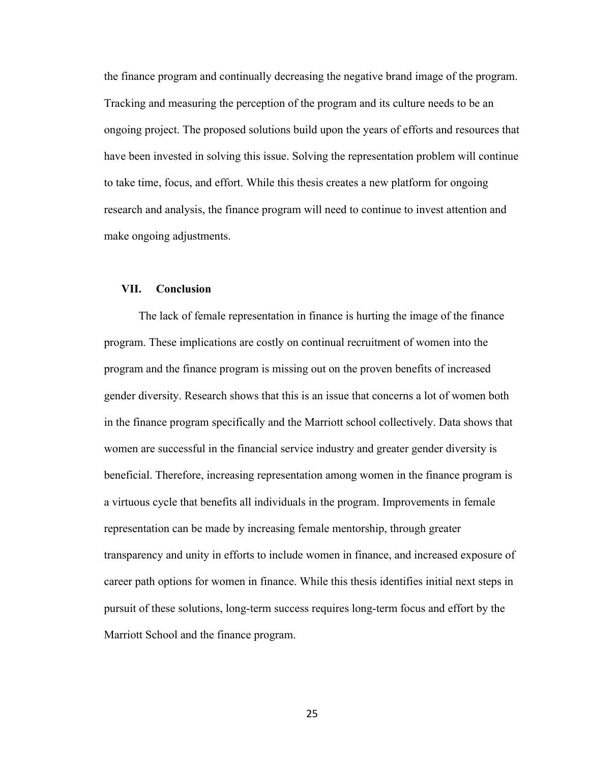the finance program and continually decreasing the negative brand image of the program. Tracking and measuring the perception of the program and its culture needs to be an ongoing project. The proposed solutions build upon the years of efforts and resources that have been invested in solving this issue. Solving the representation problem will continue to take time, focus, and effort. While this thesis creates a new platform for ongoing research and analysis, the finance program will need to continue to invest attention and make ongoing adjustments.

## VII. Conclusion

The lack of female representation in finance is hurting the image of the finance program. These implications are costly on continual recruitment of women into the program and the finance program is missing out on the proven benefits of increased gender diversity. Research shows that this is an issue that concerns a lot of women both in the finance program specifically and the Marriott school collectively. Data shows that women are successful in the financial service industry and greater gender diversity is beneficial. Therefore, increasing representation among women in the finance program is a virtuous cycle that benefits all individuals in the program. Improvements in female representation can be made by increasing female mentorship, through greater transparency and unity in efforts to include women in finance, and increased exposure of career path options for women in finance. While this thesis identifies initial next steps in pursuit of these solutions, long-term success requires long-term focus and effort by the Marriott School and the finance program.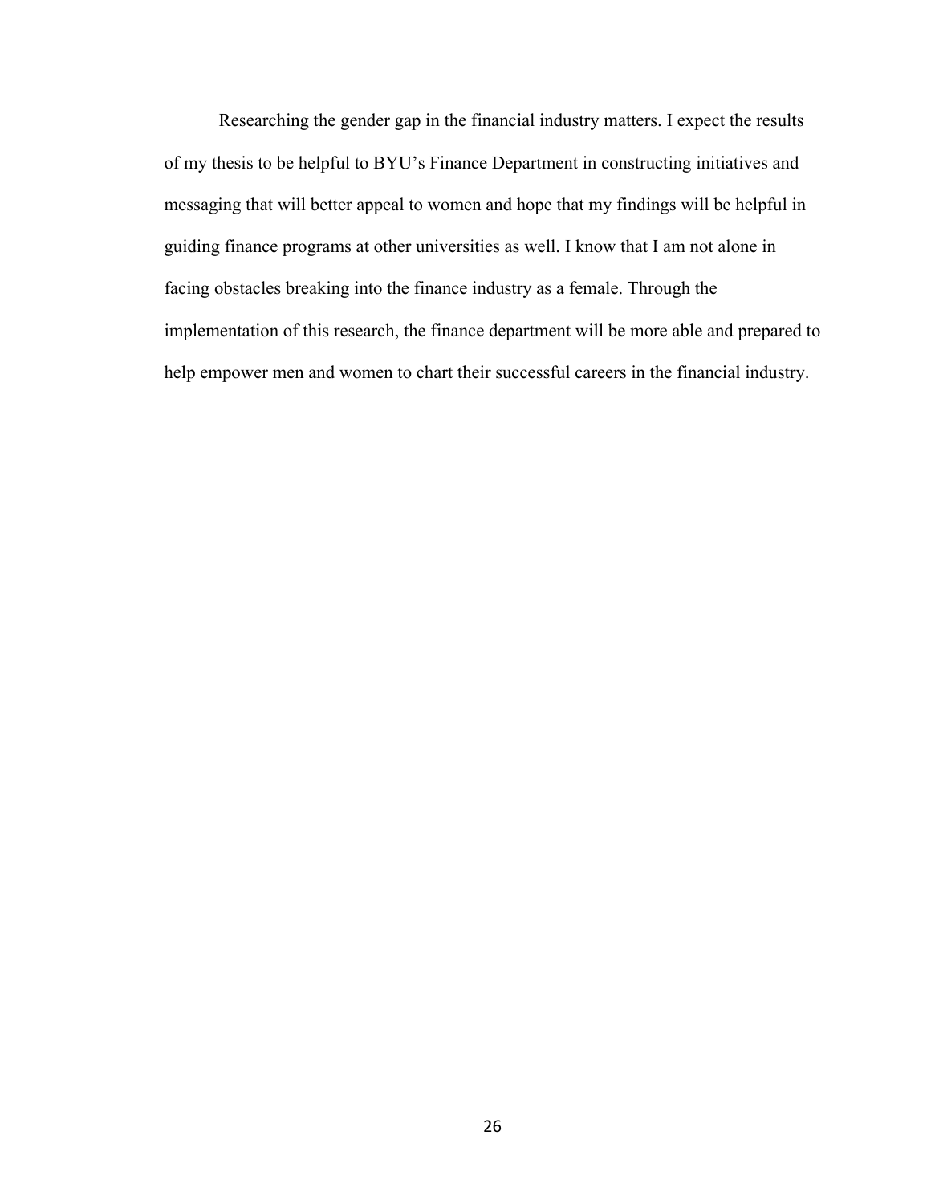Researching the gender gap in the financial industry matters. I expect the results of my thesis to be helpful to BYU's Finance Department in constructing initiatives and messaging that will better appeal to women and hope that my findings will be helpful in guiding finance programs at other universities as well. I know that I am not alone in facing obstacles breaking into the finance industry as a female. Through the implementation of this research, the finance department will be more able and prepared to help empower men and women to chart their successful careers in the financial industry.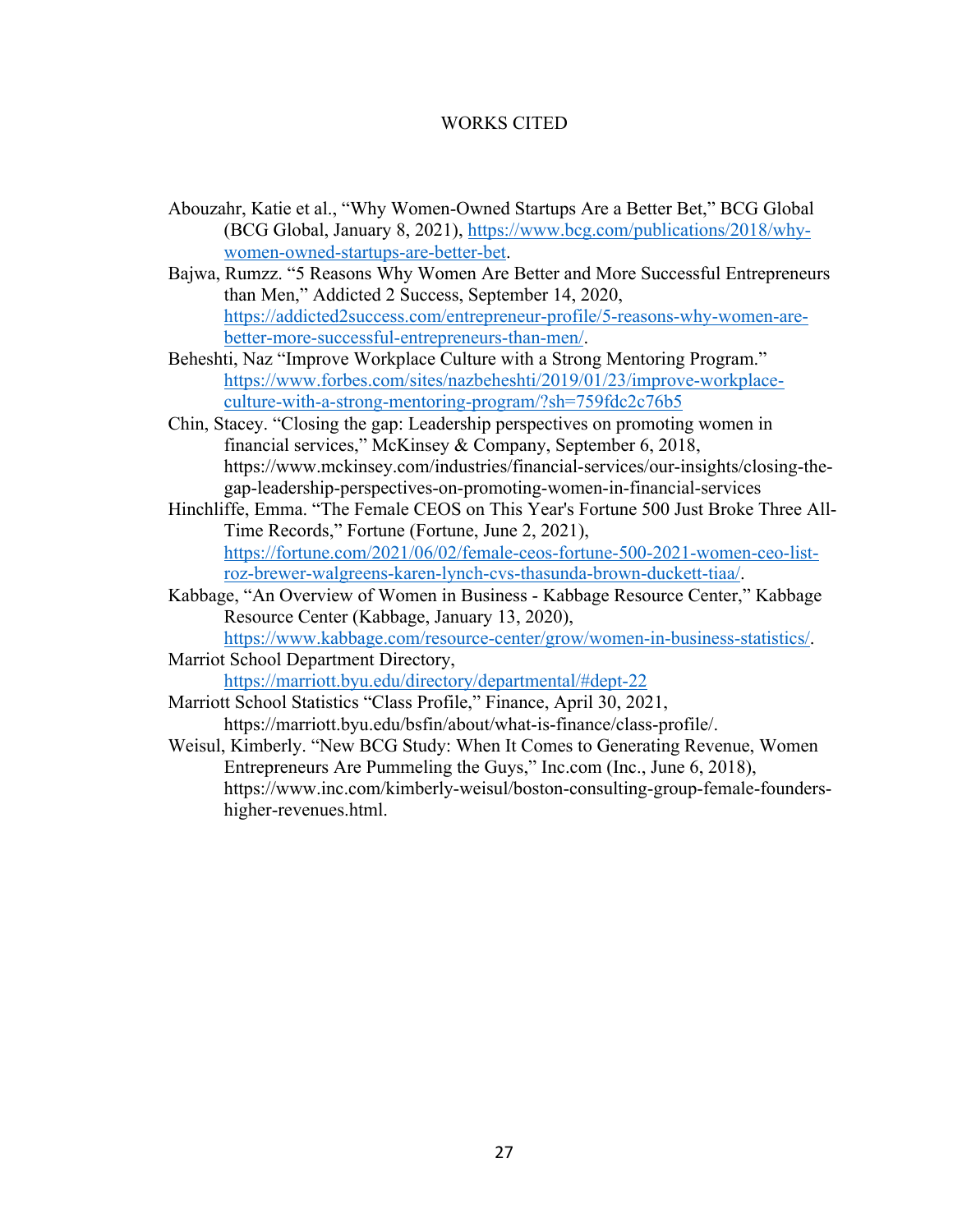# WORKS CITED

Abouzahr, Katie et al., "Why Women-Owned Startups Are a Better Bet," BCG Global (BCG Global, January 8, 2021), https://www.bcg.com/publications/2018/why-women-owned-startups-are-better-bet.

Bajwa, Rumzz. "5 Reasons Why Women Are Better and More Successful Entrepreneurs than Men," Addicted 2 Success, September 14, 2020, https://addicted2success.com/entrepreneur-profile/5-reasons-why-women-are-better-more-successful-entrepreneurs-than-men/.

Beheshti, Naz "Improve Workplace Culture with a Strong Mentoring Program." https://www.forbes.com/sites/nazbeheshti/2019/01/23/improve-workplace-culture-with-a-strong-mentoring-program/?sh=759fdc2c76b5

Chin, Stacey. "Closing the gap: Leadership perspectives on promoting women in financial services," McKinsey & Company, September 6, 2018, https://www.mckinsey.com/industries/financial-services/our-insights/closing-the-gap-leadership-perspectives-on-promoting-women-in-financial-services

Hinchliffe, Emma. "The Female CEOS on This Year's Fortune 500 Just Broke Three All-Time Records," Fortune (Fortune, June 2, 2021), https://fortune.com/2021/06/02/female-ceos-fortune-500-2021-women-ceo-list-roz-brewer-walgreens-karen-lynch-cvs-thasunda-brown-duckett-tiaa/.

Kabbage, "An Overview of Women in Business - Kabbage Resource Center," Kabbage Resource Center (Kabbage, January 13, 2020), https://www.kabbage.com/resource-center/grow/women-in-business-statistics/.

Marriot School Department Directory, https://marriott.byu.edu/directory/departmental/#dept-22

Marriott School Statistics "Class Profile," Finance, April 30, 2021, https://marriott.byu.edu/bsfin/about/what-is-finance/class-profile/.

Weisul, Kimberly. "New BCG Study: When It Comes to Generating Revenue, Women Entrepreneurs Are Pummeling the Guys," Inc.com (Inc., June 6, 2018), https://www.inc.com/kimberly-weisul/boston-consulting-group-female-founders-higher-revenues.html.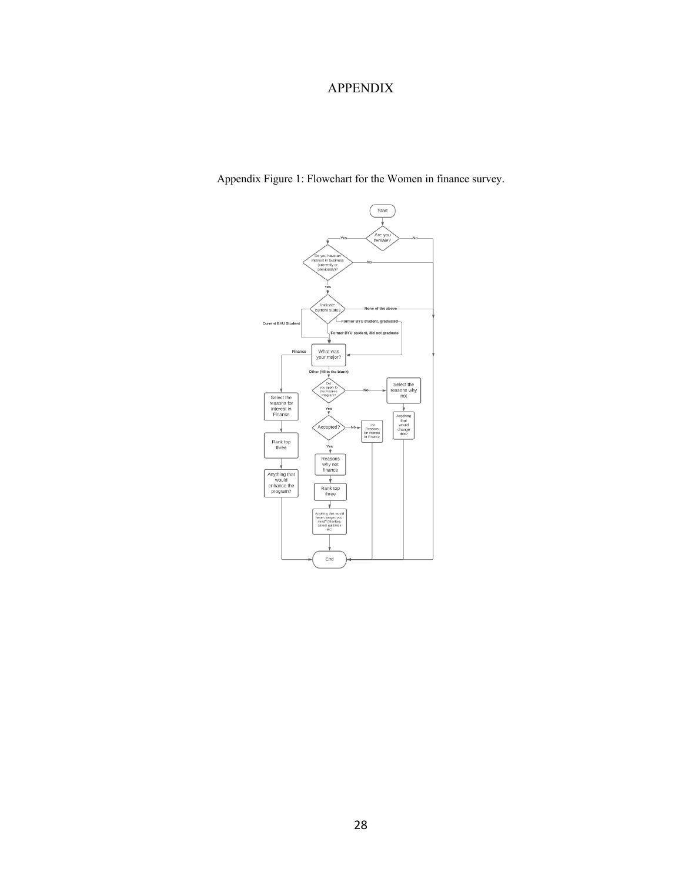# APPENDIX

Appendix Figure 1: Flowchart for the Women in finance survey.

Start

Are you female?

Yes

No

Do you have an interest in business (currently or previously)?

No

Yes

Indicate current status

None of the above

Current BYU Student

Former BYU student, graduated

Former BYU student, did not graduate

What was your major?

Finance

Other (fill in the blank)

Did you apply to the Finance Program?

No

Select the reasons why not

Anything that would change this?

Yes

Accepted?

No

List Reasons for interest in Finance

Yes

Reasons why not finance

Rank top three

Anything that would have changed your mind? (Mentors, career guidance etc)

Select the reasons for interest in Finance

Rank top three

Anything that would enhance the program?

End